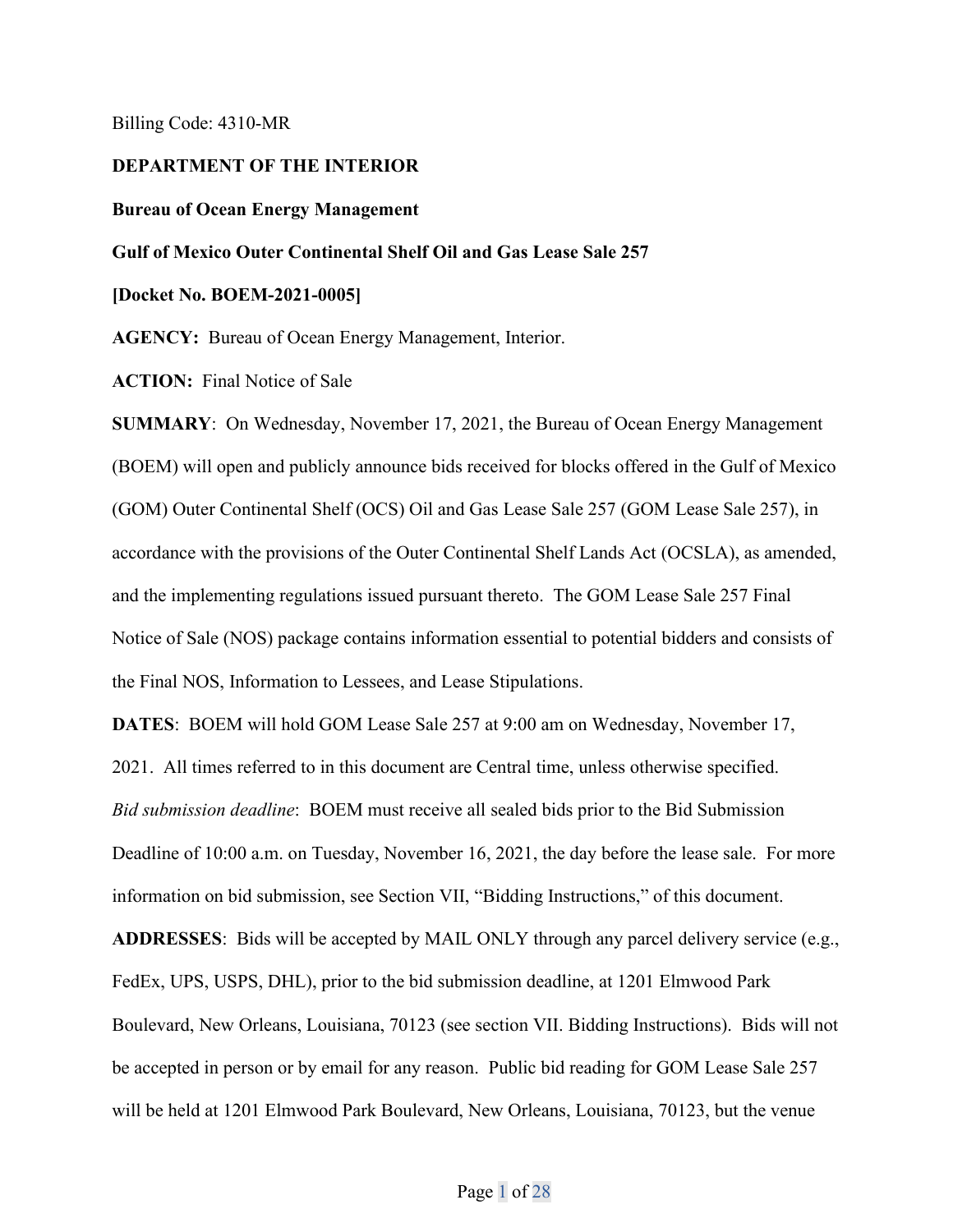Billing Code: 4310-MR

**DEPARTMENT OF THE INTERIOR**

**Bureau of Ocean Energy Management**

**Gulf of Mexico Outer Continental Shelf Oil and Gas Lease Sale 257**

**[Docket No. BOEM-2021-0005]**

**AGENCY:** Bureau of Ocean Energy Management, Interior.

**ACTION:** Final Notice of Sale

**SUMMARY**: On Wednesday, November 17, 2021, the Bureau of Ocean Energy Management (BOEM) will open and publicly announce bids received for blocks offered in the Gulf of Mexico (GOM) Outer Continental Shelf (OCS) Oil and Gas Lease Sale 257 (GOM Lease Sale 257), in accordance with the provisions of the Outer Continental Shelf Lands Act (OCSLA), as amended, and the implementing regulations issued pursuant thereto. The GOM Lease Sale 257 Final Notice of Sale (NOS) package contains information essential to potential bidders and consists of the Final NOS, Information to Lessees, and Lease Stipulations.

**DATES**: BOEM will hold GOM Lease Sale 257 at 9:00 am on Wednesday, November 17, 2021. All times referred to in this document are Central time, unless otherwise specified.

*Bid submission deadline*: BOEM must receive all sealed bids prior to the Bid Submission Deadline of 10:00 a.m. on Tuesday, November 16, 2021, the day before the lease sale. For more information on bid submission, see Section VII, "Bidding Instructions," of this document.

**ADDRESSES**: Bids will be accepted by MAIL ONLY through any parcel delivery service (e.g., FedEx, UPS, USPS, DHL), prior to the bid submission deadline, at 1201 Elmwood Park Boulevard, New Orleans, Louisiana, 70123 (see section VII. Bidding Instructions). Bids will not be accepted in person or by email for any reason. Public bid reading for GOM Lease Sale 257 will be held at 1201 Elmwood Park Boulevard, New Orleans, Louisiana, 70123, but the venue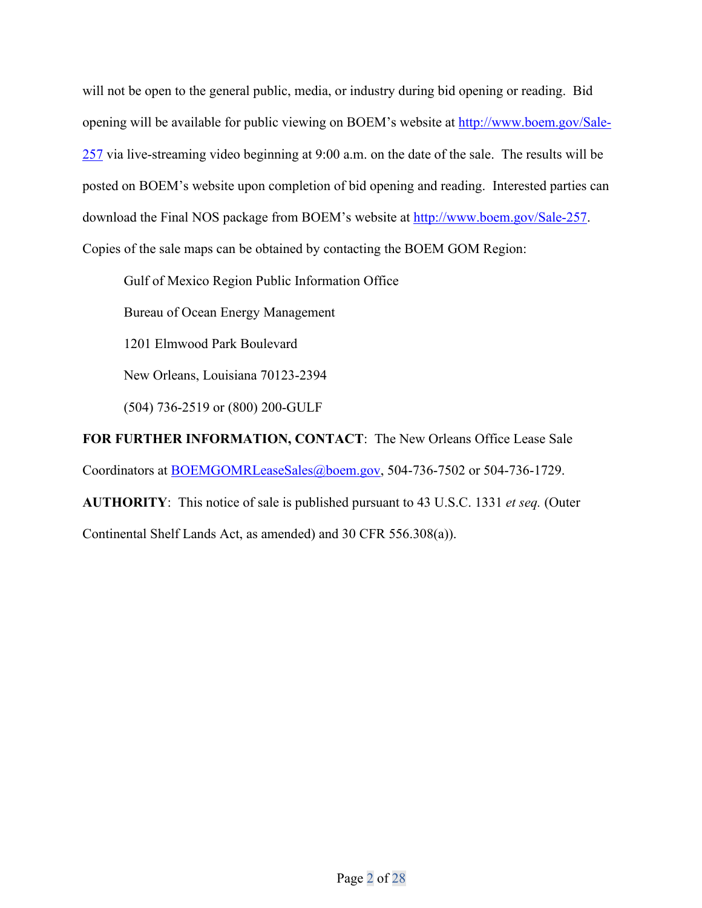will not be open to the general public, media, or industry during bid opening or reading. Bid opening will be available for public viewing on BOEM's website at http://www.boem.gov/Sale-257 via live-streaming video beginning at 9:00 a.m. on the date of the sale. The results will be posted on BOEM's website upon completion of bid opening and reading. Interested parties can download the Final NOS package from BOEM's website at http://www.boem.gov/Sale-257. Copies of the sale maps can be obtained by contacting the BOEM GOM Region:

Gulf of Mexico Region Public Information Office

Bureau of Ocean Energy Management

1201 Elmwood Park Boulevard

New Orleans, Louisiana 70123-2394

(504) 736-2519 or (800) 200-GULF

**FOR FURTHER INFORMATION, CONTACT**: The New Orleans Office Lease Sale Coordinators at BOEMGOMRLeaseSales@boem.gov, 504-736-7502 or 504-736-1729.

**AUTHORITY**: This notice of sale is published pursuant to 43 U.S.C. 1331 *et seq.* (Outer Continental Shelf Lands Act, as amended) and 30 CFR 556.308(a)).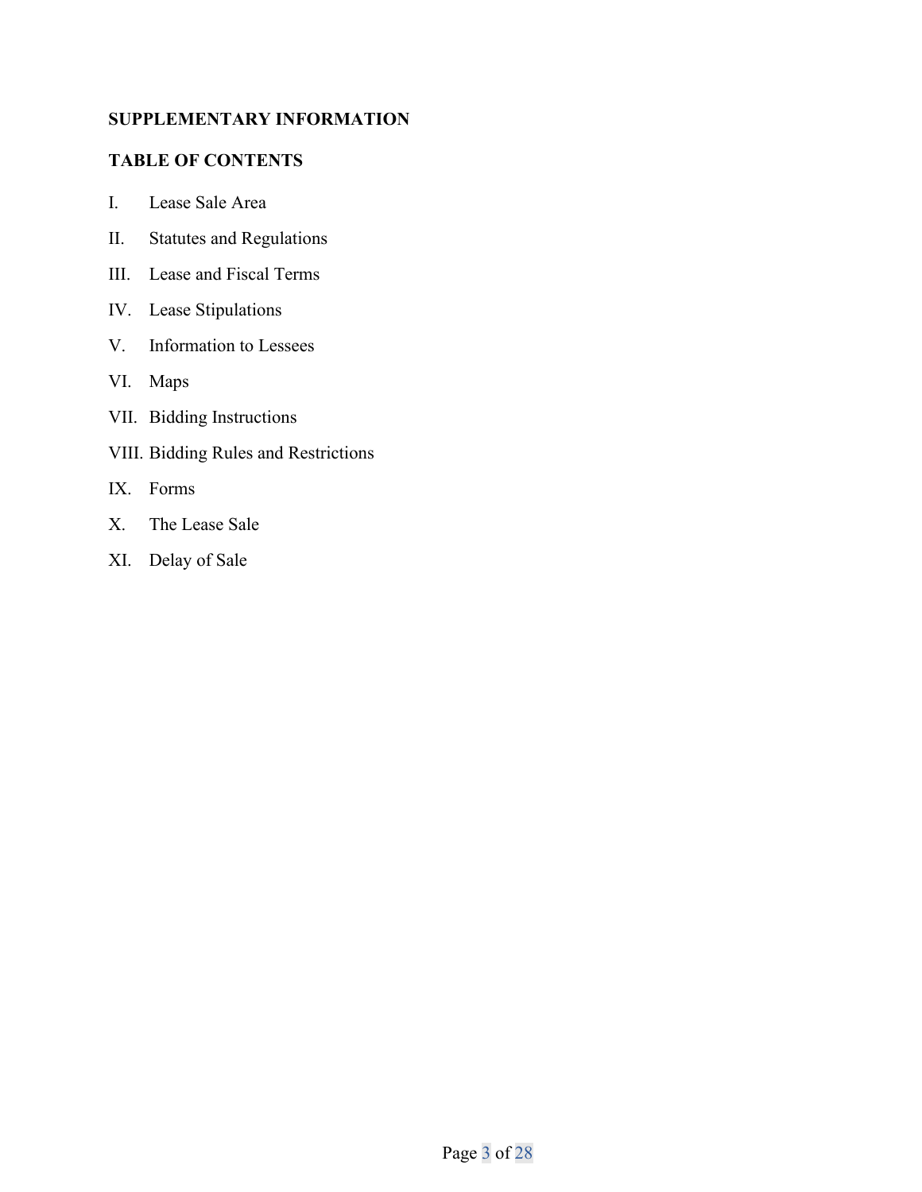## SUPPLEMENTARY INFORMATION

## TABLE OF CONTENTS

I. Lease Sale Area

II. Statutes and Regulations

III. Lease and Fiscal Terms

IV. Lease Stipulations

V. Information to Lessees

VI. Maps

VII. Bidding Instructions

VIII. Bidding Rules and Restrictions

IX. Forms

X. The Lease Sale

XI. Delay of Sale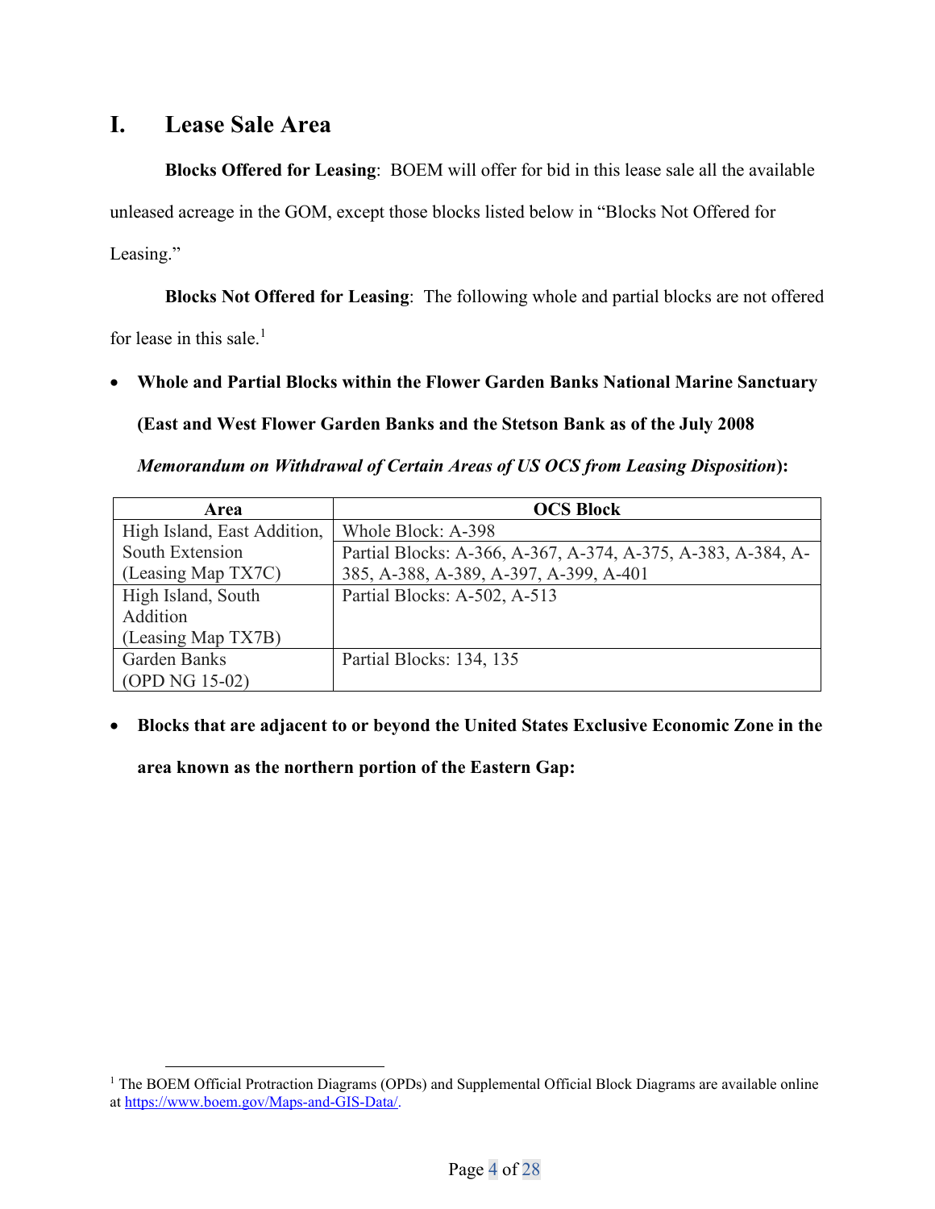# I. Lease Sale Area

**Blocks Offered for Leasing**: BOEM will offer for bid in this lease sale all the available unleased acreage in the GOM, except those blocks listed below in "Blocks Not Offered for Leasing."

**Blocks Not Offered for Leasing**: The following whole and partial blocks are not offered for lease in this sale.[1]

- **Whole and Partial Blocks within the Flower Garden Banks National Marine Sanctuary (East and West Flower Garden Banks and the Stetson Bank as of the July 2008 *Memorandum on Withdrawal of Certain Areas of US OCS from Leasing Disposition*):**

| Area | OCS Block |
|---|---|
| High Island, East Addition, South Extension (Leasing Map TX7C) | Whole Block: A-398<br>Partial Blocks: A-366, A-367, A-374, A-375, A-383, A-384, A-385, A-388, A-389, A-397, A-399, A-401 |
| High Island, South Addition (Leasing Map TX7B) | Partial Blocks: A-502, A-513 |
| Garden Banks (OPD NG 15-02) | Partial Blocks: 134, 135 |

- **Blocks that are adjacent to or beyond the United States Exclusive Economic Zone in the area known as the northern portion of the Eastern Gap:**

[1] The BOEM Official Protraction Diagrams (OPDs) and Supplemental Official Block Diagrams are available online at https://www.boem.gov/Maps-and-GIS-Data/.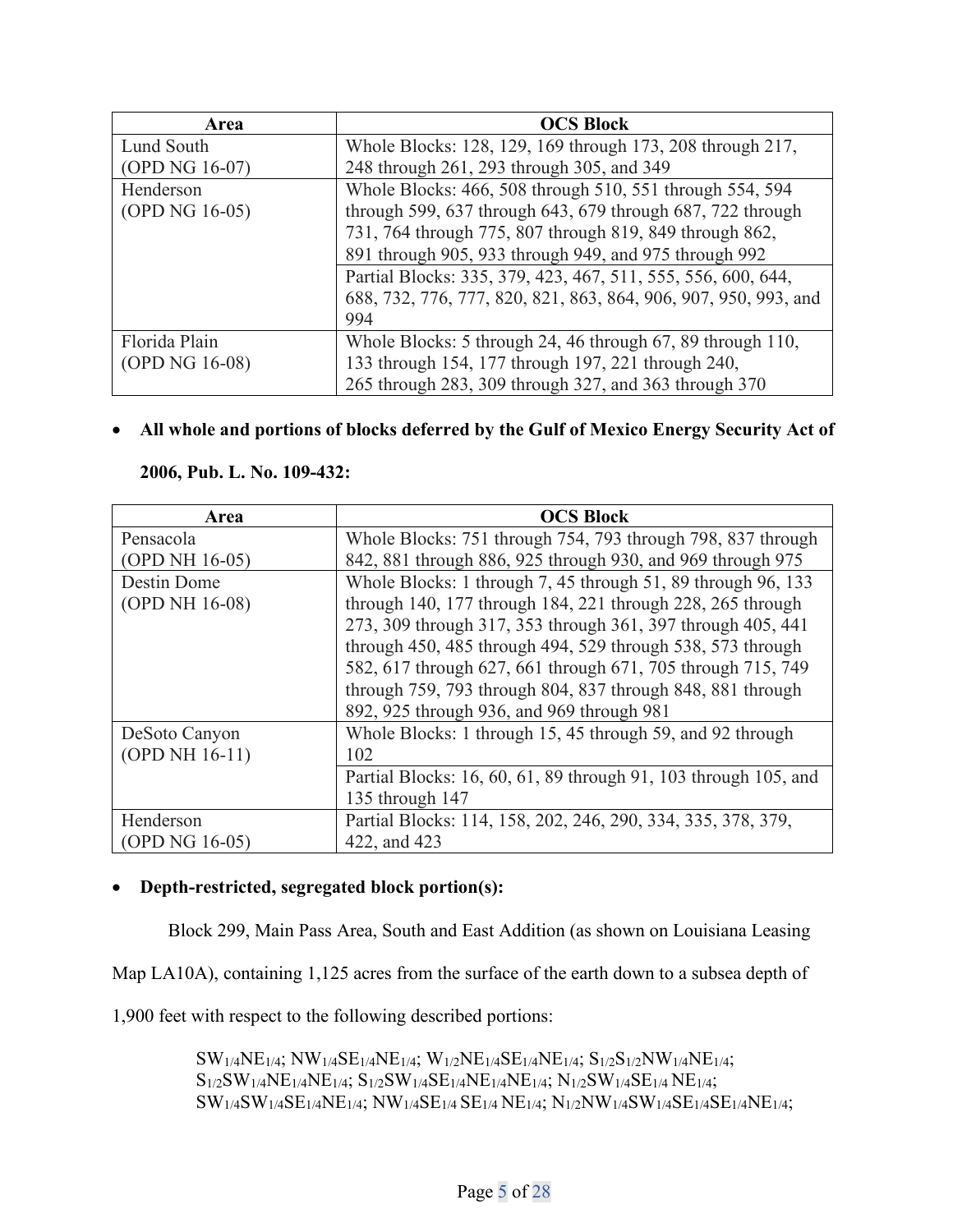| Area | OCS Block |
| --- | --- |
| Lund South (OPD NG 16-07) | Whole Blocks: 128, 129, 169 through 173, 208 through 217, 248 through 261, 293 through 305, and 349 |
| Henderson (OPD NG 16-05) | Whole Blocks: 466, 508 through 510, 551 through 554, 594 through 599, 637 through 643, 679 through 687, 722 through 731, 764 through 775, 807 through 819, 849 through 862, 891 through 905, 933 through 949, and 975 through 992 |
| | Partial Blocks: 335, 379, 423, 467, 511, 555, 556, 600, 644, 688, 732, 776, 777, 820, 821, 863, 864, 906, 907, 950, 993, and 994 |
| Florida Plain (OPD NG 16-08) | Whole Blocks: 5 through 24, 46 through 67, 89 through 110, 133 through 154, 177 through 197, 221 through 240, 265 through 283, 309 through 327, and 363 through 370 |

- **All whole and portions of blocks deferred by the Gulf of Mexico Energy Security Act of 2006, Pub. L. No. 109-432:**

| Area | OCS Block |
| --- | --- |
| Pensacola (OPD NH 16-05) | Whole Blocks: 751 through 754, 793 through 798, 837 through 842, 881 through 886, 925 through 930, and 969 through 975 |
| Destin Dome (OPD NH 16-08) | Whole Blocks: 1 through 7, 45 through 51, 89 through 96, 133 through 140, 177 through 184, 221 through 228, 265 through 273, 309 through 317, 353 through 361, 397 through 405, 441 through 450, 485 through 494, 529 through 538, 573 through 582, 617 through 627, 661 through 671, 705 through 715, 749 through 759, 793 through 804, 837 through 848, 881 through 892, 925 through 936, and 969 through 981 |
| DeSoto Canyon (OPD NH 16-11) | Whole Blocks: 1 through 15, 45 through 59, and 92 through 102 |
| | Partial Blocks: 16, 60, 61, 89 through 91, 103 through 105, and 135 through 147 |
| Henderson (OPD NG 16-05) | Partial Blocks: 114, 158, 202, 246, 290, 334, 335, 378, 379, 422, and 423 |

- **Depth-restricted, segregated block portion(s):**

Block 299, Main Pass Area, South and East Addition (as shown on Louisiana Leasing Map LA10A), containing 1,125 acres from the surface of the earth down to a subsea depth of 1,900 feet with respect to the following described portions:

> $SW_{1/4}NE_{1/4}$; $NW_{1/4}SE_{1/4}NE_{1/4}$; $W_{1/2}NE_{1/4}SE_{1/4}NE_{1/4}$; $S_{1/2}S_{1/2}NW_{1/4}NE_{1/4}$; $S_{1/2}SW_{1/4}NE_{1/4}NE_{1/4}$; $S_{1/2}SW_{1/4}SE_{1/4}NE_{1/4}NE_{1/4}$; $N_{1/2}SW_{1/4}SE_{1/4}NE_{1/4}$; $SW_{1/4}SW_{1/4}SE_{1/4}NE_{1/4}$; $NW_{1/4}SE_{1/4}SE_{1/4}NE_{1/4}$; $N_{1/2}NW_{1/4}SW_{1/4}SE_{1/4}SE_{1/4}NE_{1/4}$;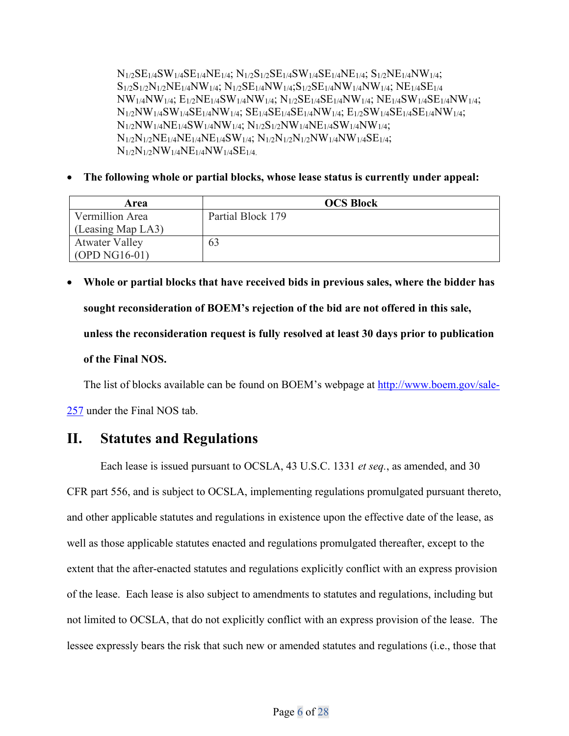$N_{1/2}SE_{1/4}SW_{1/4}SE_{1/4}NE_{1/4}$; $N_{1/2}S_{1/2}SE_{1/4}SW_{1/4}SE_{1/4}NE_{1/4}$; $S_{1/2}NE_{1/4}NW_{1/4}$; $S_{1/2}S_{1/2}N_{1/2}NE_{1/4}NW_{1/4}$; $N_{1/2}SE_{1/4}NW_{1/4}$;$S_{1/2}SE_{1/4}NW_{1/4}NW_{1/4}$; $NE_{1/4}SE_{1/4}NW_{1/4}NW_{1/4}$; $E_{1/2}NE_{1/4}SW_{1/4}NW_{1/4}$; $N_{1/2}SE_{1/4}SE_{1/4}NW_{1/4}$; $NE_{1/4}SW_{1/4}SE_{1/4}NW_{1/4}$; $N_{1/2}NW_{1/4}SW_{1/4}SE_{1/4}NW_{1/4}$; $SE_{1/4}SE_{1/4}SE_{1/4}NW_{1/4}$; $E_{1/2}SW_{1/4}SE_{1/4}SE_{1/4}NW_{1/4}$; $N_{1/2}NW_{1/4}NE_{1/4}SW_{1/4}NW_{1/4}$; $N_{1/2}S_{1/2}NW_{1/4}NE_{1/4}SW_{1/4}NW_{1/4}$; $N_{1/2}N_{1/2}NE_{1/4}NE_{1/4}NE_{1/4}SW_{1/4}$; $N_{1/2}N_{1/2}N_{1/2}NW_{1/4}NW_{1/4}SE_{1/4}$; $N_{1/2}N_{1/2}NW_{1/4}NE_{1/4}NW_{1/4}SE_{1/4}$.

- **The following whole or partial blocks, whose lease status is currently under appeal:**

| Area | OCS Block |
|---|---|
| Vermillion Area (Leasing Map LA3) | Partial Block 179 |
| Atwater Valley (OPD NG16-01) | 63 |

- **Whole or partial blocks that have received bids in previous sales, where the bidder has sought reconsideration of BOEM's rejection of the bid are not offered in this sale, unless the reconsideration request is fully resolved at least 30 days prior to publication of the Final NOS.**

The list of blocks available can be found on BOEM's webpage at http://www.boem.gov/sale-257 under the Final NOS tab.

## II. Statutes and Regulations

Each lease is issued pursuant to OCSLA, 43 U.S.C. 1331 *et seq.*, as amended, and 30 CFR part 556, and is subject to OCSLA, implementing regulations promulgated pursuant thereto, and other applicable statutes and regulations in existence upon the effective date of the lease, as well as those applicable statutes enacted and regulations promulgated thereafter, except to the extent that the after-enacted statutes and regulations explicitly conflict with an express provision of the lease. Each lease is also subject to amendments to statutes and regulations, including but not limited to OCSLA, that do not explicitly conflict with an express provision of the lease. The lessee expressly bears the risk that such new or amended statutes and regulations (i.e., those that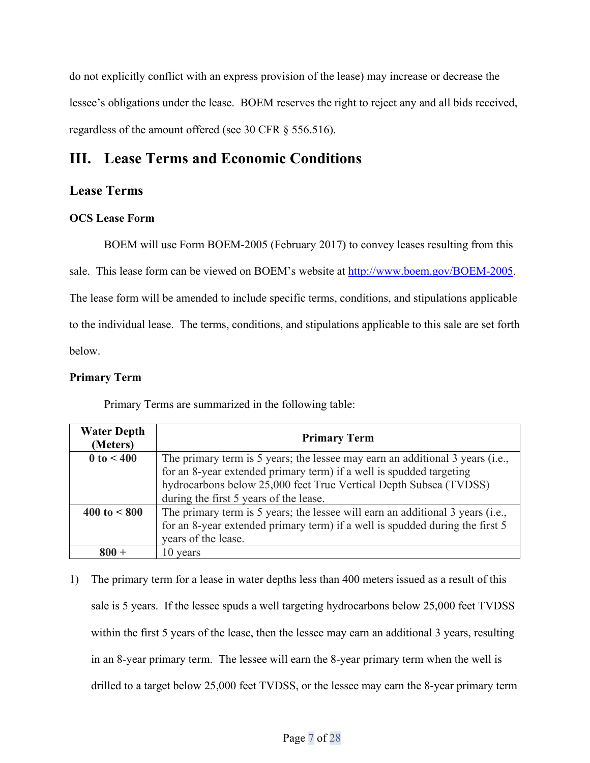do not explicitly conflict with an express provision of the lease) may increase or decrease the lessee's obligations under the lease. BOEM reserves the right to reject any and all bids received, regardless of the amount offered (see 30 CFR § 556.516).

# III. Lease Terms and Economic Conditions

## Lease Terms

### OCS Lease Form

BOEM will use Form BOEM-2005 (February 2017) to convey leases resulting from this sale. This lease form can be viewed on BOEM's website at http://www.boem.gov/BOEM-2005. The lease form will be amended to include specific terms, conditions, and stipulations applicable to the individual lease. The terms, conditions, and stipulations applicable to this sale are set forth below.

### Primary Term

Primary Terms are summarized in the following table:

| Water Depth (Meters) | Primary Term |
|---|---|
| **0 to < 400** | The primary term is 5 years; the lessee may earn an additional 3 years (i.e., for an 8-year extended primary term) if a well is spudded targeting hydrocarbons below 25,000 feet True Vertical Depth Subsea (TVDSS) during the first 5 years of the lease. |
| **400 to < 800** | The primary term is 5 years; the lessee will earn an additional 3 years (i.e., for an 8-year extended primary term) if a well is spudded during the first 5 years of the lease. |
| **800 +** | 10 years |

1) The primary term for a lease in water depths less than 400 meters issued as a result of this sale is 5 years. If the lessee spuds a well targeting hydrocarbons below 25,000 feet TVDSS within the first 5 years of the lease, then the lessee may earn an additional 3 years, resulting in an 8-year primary term. The lessee will earn the 8-year primary term when the well is drilled to a target below 25,000 feet TVDSS, or the lessee may earn the 8-year primary term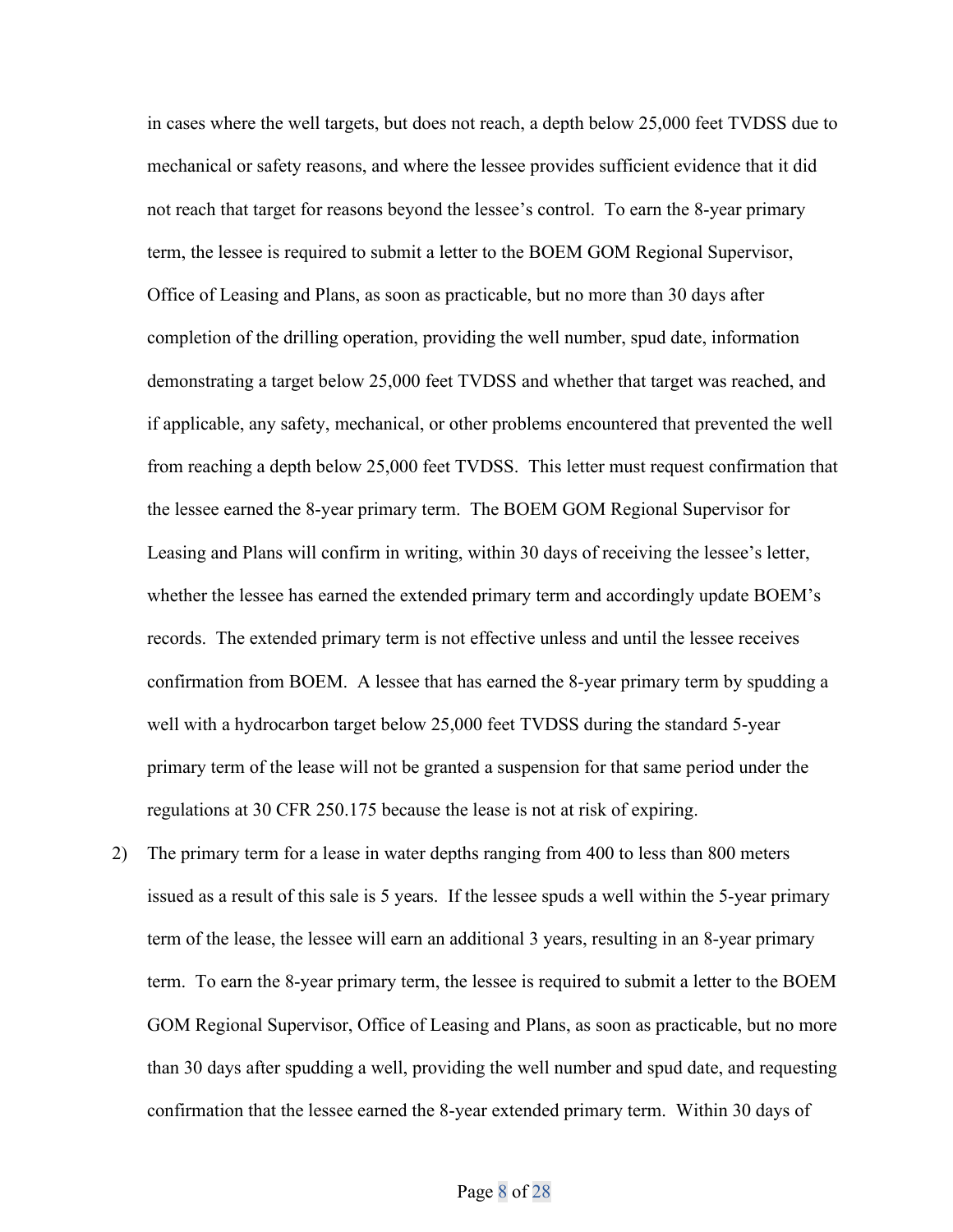in cases where the well targets, but does not reach, a depth below 25,000 feet TVDSS due to mechanical or safety reasons, and where the lessee provides sufficient evidence that it did not reach that target for reasons beyond the lessee's control. To earn the 8-year primary term, the lessee is required to submit a letter to the BOEM GOM Regional Supervisor, Office of Leasing and Plans, as soon as practicable, but no more than 30 days after completion of the drilling operation, providing the well number, spud date, information demonstrating a target below 25,000 feet TVDSS and whether that target was reached, and if applicable, any safety, mechanical, or other problems encountered that prevented the well from reaching a depth below 25,000 feet TVDSS. This letter must request confirmation that the lessee earned the 8-year primary term. The BOEM GOM Regional Supervisor for Leasing and Plans will confirm in writing, within 30 days of receiving the lessee's letter, whether the lessee has earned the extended primary term and accordingly update BOEM's records. The extended primary term is not effective unless and until the lessee receives confirmation from BOEM. A lessee that has earned the 8-year primary term by spudding a well with a hydrocarbon target below 25,000 feet TVDSS during the standard 5-year primary term of the lease will not be granted a suspension for that same period under the regulations at 30 CFR 250.175 because the lease is not at risk of expiring.

2) The primary term for a lease in water depths ranging from 400 to less than 800 meters issued as a result of this sale is 5 years. If the lessee spuds a well within the 5-year primary term of the lease, the lessee will earn an additional 3 years, resulting in an 8-year primary term. To earn the 8-year primary term, the lessee is required to submit a letter to the BOEM GOM Regional Supervisor, Office of Leasing and Plans, as soon as practicable, but no more than 30 days after spudding a well, providing the well number and spud date, and requesting confirmation that the lessee earned the 8-year extended primary term. Within 30 days of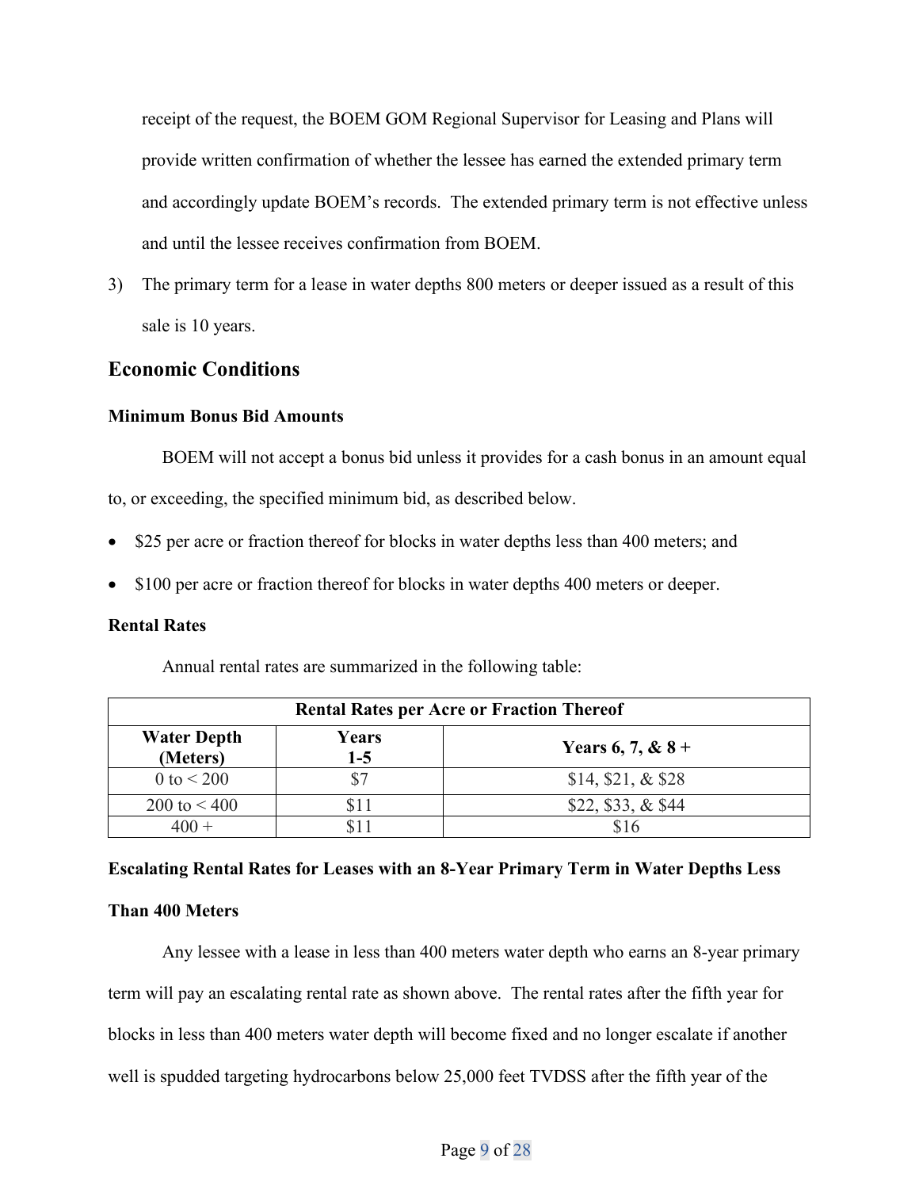receipt of the request, the BOEM GOM Regional Supervisor for Leasing and Plans will provide written confirmation of whether the lessee has earned the extended primary term and accordingly update BOEM's records. The extended primary term is not effective unless and until the lessee receives confirmation from BOEM.

3) The primary term for a lease in water depths 800 meters or deeper issued as a result of this sale is 10 years.

## Economic Conditions

### Minimum Bonus Bid Amounts

BOEM will not accept a bonus bid unless it provides for a cash bonus in an amount equal to, or exceeding, the specified minimum bid, as described below.

- $25 per acre or fraction thereof for blocks in water depths less than 400 meters; and
- $100 per acre or fraction thereof for blocks in water depths 400 meters or deeper.

### Rental Rates

Annual rental rates are summarized in the following table:

| Rental Rates per Acre or Fraction Thereof | | |
|---|---|---|
| **Water Depth (Meters)** | **Years 1-5** | **Years 6, 7, & 8 +** |
| 0 to < 200 | $7 | $14, $21, & $28 |
| 200 to < 400 | $11 | $22, $33, & $44 |
| 400 + | $11 | $16 |

### Escalating Rental Rates for Leases with an 8-Year Primary Term in Water Depths Less Than 400 Meters

Any lessee with a lease in less than 400 meters water depth who earns an 8-year primary term will pay an escalating rental rate as shown above. The rental rates after the fifth year for blocks in less than 400 meters water depth will become fixed and no longer escalate if another well is spudded targeting hydrocarbons below 25,000 feet TVDSS after the fifth year of the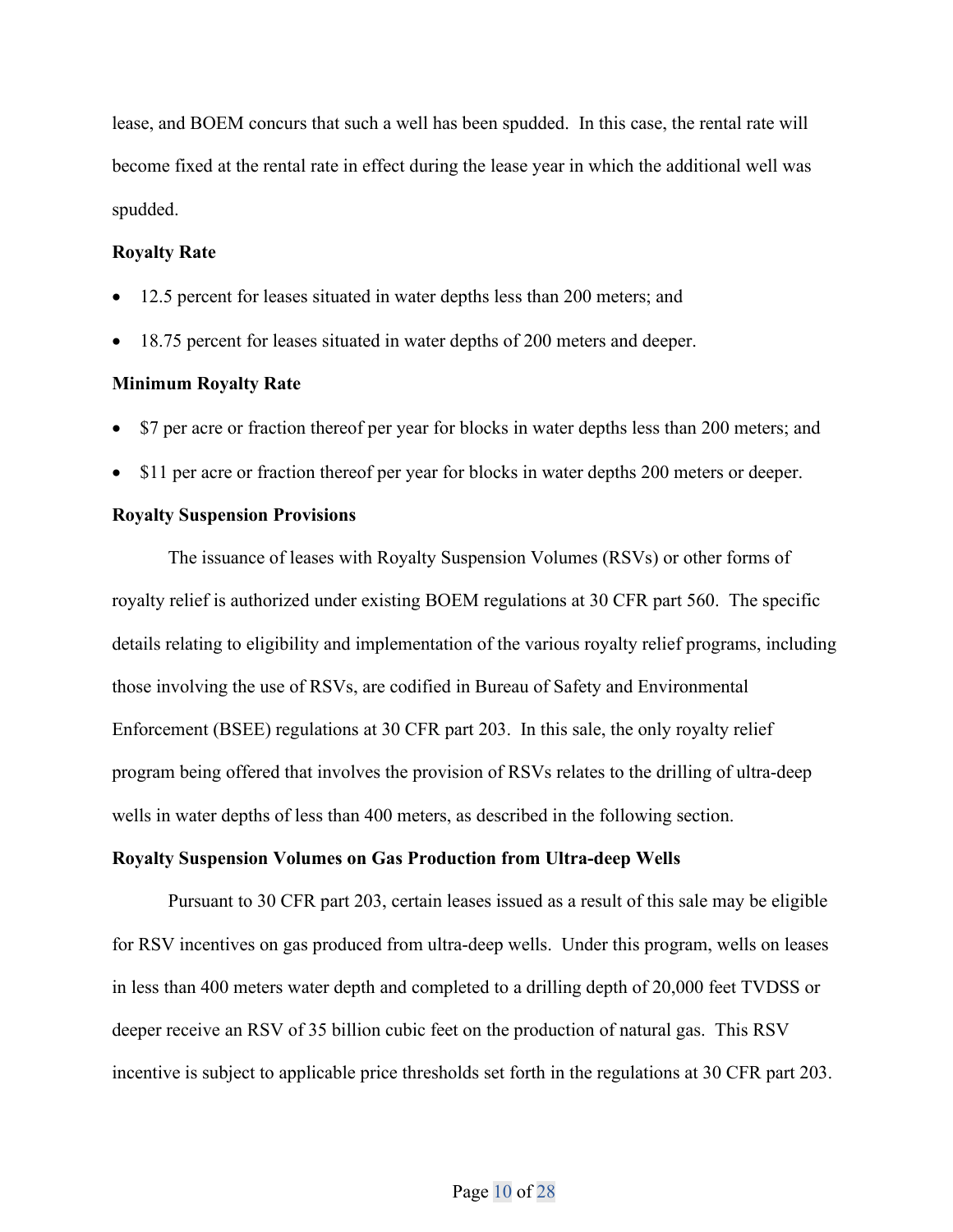lease, and BOEM concurs that such a well has been spudded. In this case, the rental rate will become fixed at the rental rate in effect during the lease year in which the additional well was spudded.

**Royalty Rate**

- 12.5 percent for leases situated in water depths less than 200 meters; and
- 18.75 percent for leases situated in water depths of 200 meters and deeper.

**Minimum Royalty Rate**

- $7 per acre or fraction thereof per year for blocks in water depths less than 200 meters; and
- $11 per acre or fraction thereof per year for blocks in water depths 200 meters or deeper.

**Royalty Suspension Provisions**

The issuance of leases with Royalty Suspension Volumes (RSVs) or other forms of royalty relief is authorized under existing BOEM regulations at 30 CFR part 560. The specific details relating to eligibility and implementation of the various royalty relief programs, including those involving the use of RSVs, are codified in Bureau of Safety and Environmental Enforcement (BSEE) regulations at 30 CFR part 203. In this sale, the only royalty relief program being offered that involves the provision of RSVs relates to the drilling of ultra-deep wells in water depths of less than 400 meters, as described in the following section.

**Royalty Suspension Volumes on Gas Production from Ultra-deep Wells**

Pursuant to 30 CFR part 203, certain leases issued as a result of this sale may be eligible for RSV incentives on gas produced from ultra-deep wells. Under this program, wells on leases in less than 400 meters water depth and completed to a drilling depth of 20,000 feet TVDSS or deeper receive an RSV of 35 billion cubic feet on the production of natural gas. This RSV incentive is subject to applicable price thresholds set forth in the regulations at 30 CFR part 203.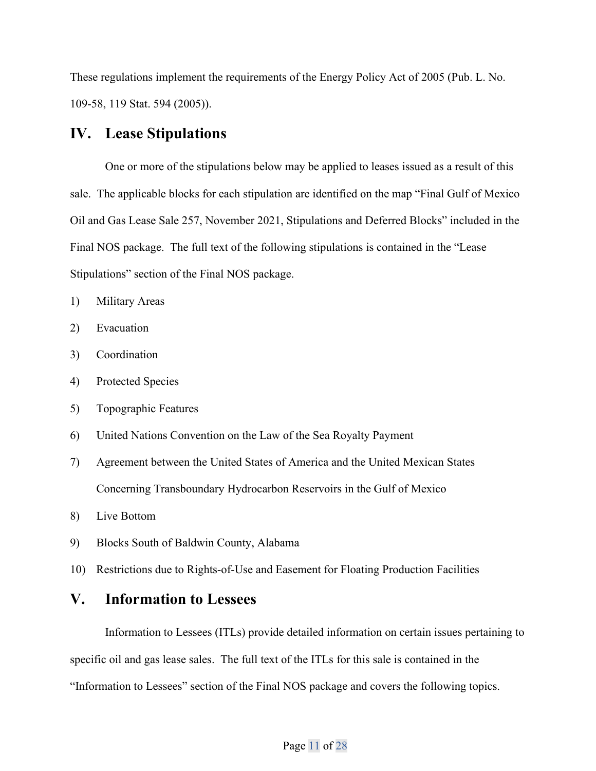These regulations implement the requirements of the Energy Policy Act of 2005 (Pub. L. No. 109-58, 119 Stat. 594 (2005)).

## IV. Lease Stipulations

One or more of the stipulations below may be applied to leases issued as a result of this sale. The applicable blocks for each stipulation are identified on the map "Final Gulf of Mexico Oil and Gas Lease Sale 257, November 2021, Stipulations and Deferred Blocks" included in the Final NOS package. The full text of the following stipulations is contained in the "Lease Stipulations" section of the Final NOS package.

1) Military Areas
2) Evacuation
3) Coordination
4) Protected Species
5) Topographic Features
6) United Nations Convention on the Law of the Sea Royalty Payment
7) Agreement between the United States of America and the United Mexican States Concerning Transboundary Hydrocarbon Reservoirs in the Gulf of Mexico
8) Live Bottom
9) Blocks South of Baldwin County, Alabama
10) Restrictions due to Rights-of-Use and Easement for Floating Production Facilities

## V. Information to Lessees

Information to Lessees (ITLs) provide detailed information on certain issues pertaining to specific oil and gas lease sales. The full text of the ITLs for this sale is contained in the "Information to Lessees" section of the Final NOS package and covers the following topics.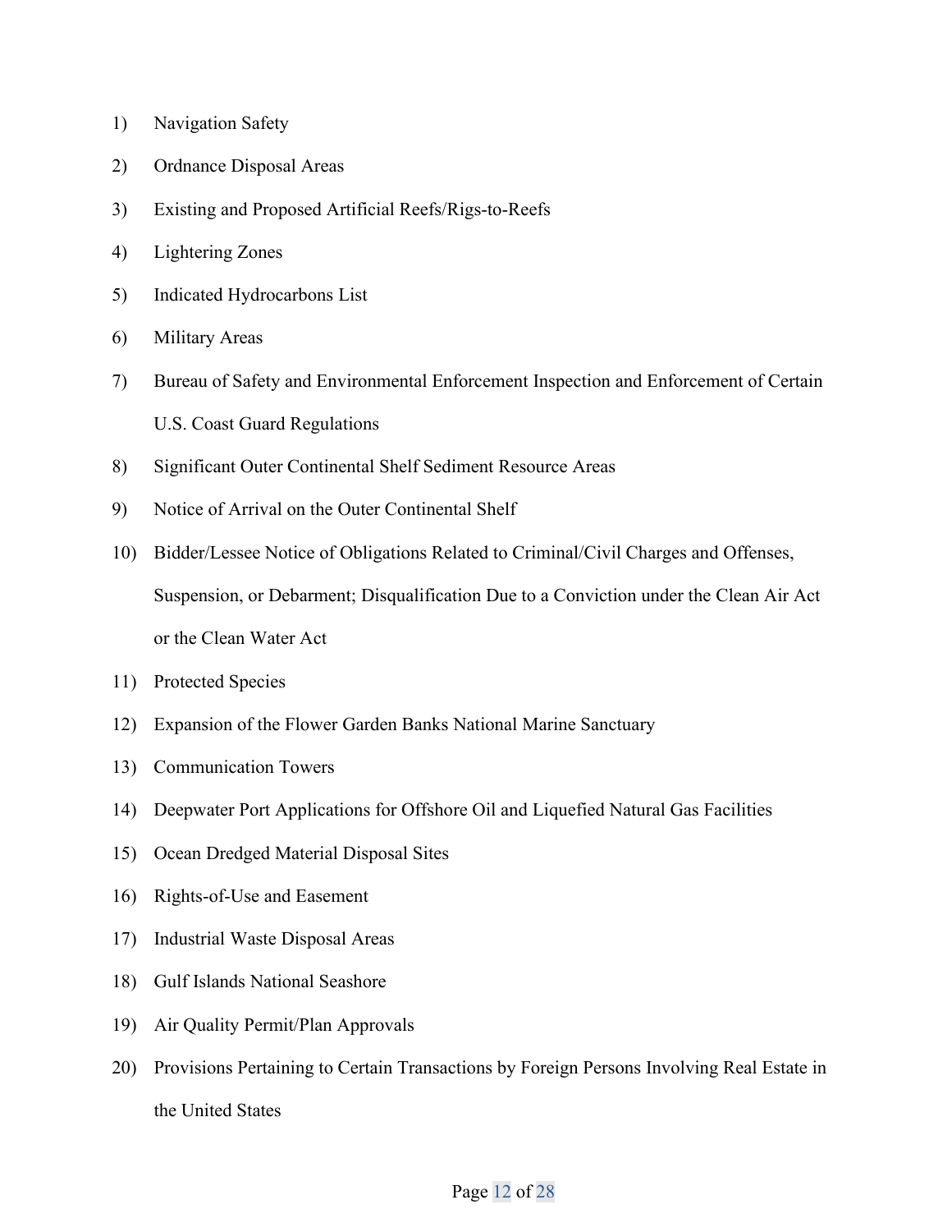1) Navigation Safety
2) Ordnance Disposal Areas
3) Existing and Proposed Artificial Reefs/Rigs-to-Reefs
4) Lightering Zones
5) Indicated Hydrocarbons List
6) Military Areas
7) Bureau of Safety and Environmental Enforcement Inspection and Enforcement of Certain U.S. Coast Guard Regulations
8) Significant Outer Continental Shelf Sediment Resource Areas
9) Notice of Arrival on the Outer Continental Shelf
10) Bidder/Lessee Notice of Obligations Related to Criminal/Civil Charges and Offenses, Suspension, or Debarment; Disqualification Due to a Conviction under the Clean Air Act or the Clean Water Act
11) Protected Species
12) Expansion of the Flower Garden Banks National Marine Sanctuary
13) Communication Towers
14) Deepwater Port Applications for Offshore Oil and Liquefied Natural Gas Facilities
15) Ocean Dredged Material Disposal Sites
16) Rights-of-Use and Easement
17) Industrial Waste Disposal Areas
18) Gulf Islands National Seashore
19) Air Quality Permit/Plan Approvals
20) Provisions Pertaining to Certain Transactions by Foreign Persons Involving Real Estate in the United States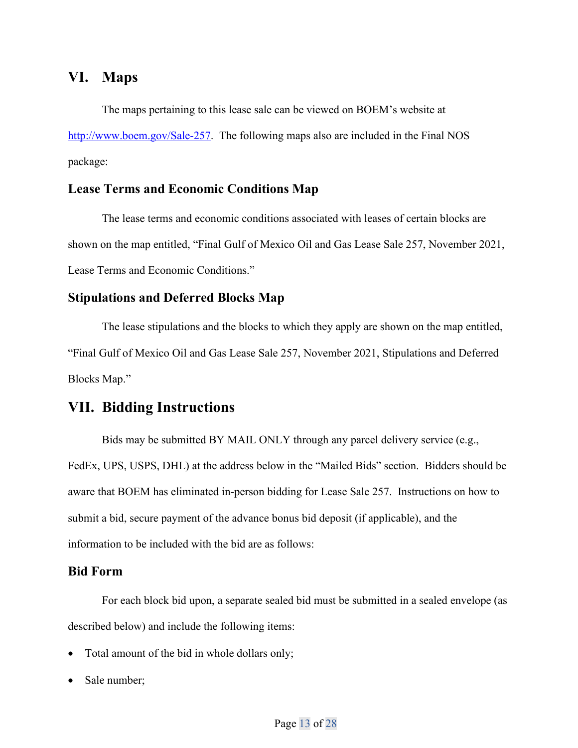## VI. Maps

The maps pertaining to this lease sale can be viewed on BOEM's website at http://www.boem.gov/Sale-257. The following maps also are included in the Final NOS package:

### Lease Terms and Economic Conditions Map

The lease terms and economic conditions associated with leases of certain blocks are shown on the map entitled, "Final Gulf of Mexico Oil and Gas Lease Sale 257, November 2021, Lease Terms and Economic Conditions."

### Stipulations and Deferred Blocks Map

The lease stipulations and the blocks to which they apply are shown on the map entitled, "Final Gulf of Mexico Oil and Gas Lease Sale 257, November 2021, Stipulations and Deferred Blocks Map."

## VII. Bidding Instructions

Bids may be submitted BY MAIL ONLY through any parcel delivery service (e.g., FedEx, UPS, USPS, DHL) at the address below in the "Mailed Bids" section. Bidders should be aware that BOEM has eliminated in-person bidding for Lease Sale 257. Instructions on how to submit a bid, secure payment of the advance bonus bid deposit (if applicable), and the information to be included with the bid are as follows:

### Bid Form

For each block bid upon, a separate sealed bid must be submitted in a sealed envelope (as described below) and include the following items:

- Total amount of the bid in whole dollars only;
- Sale number;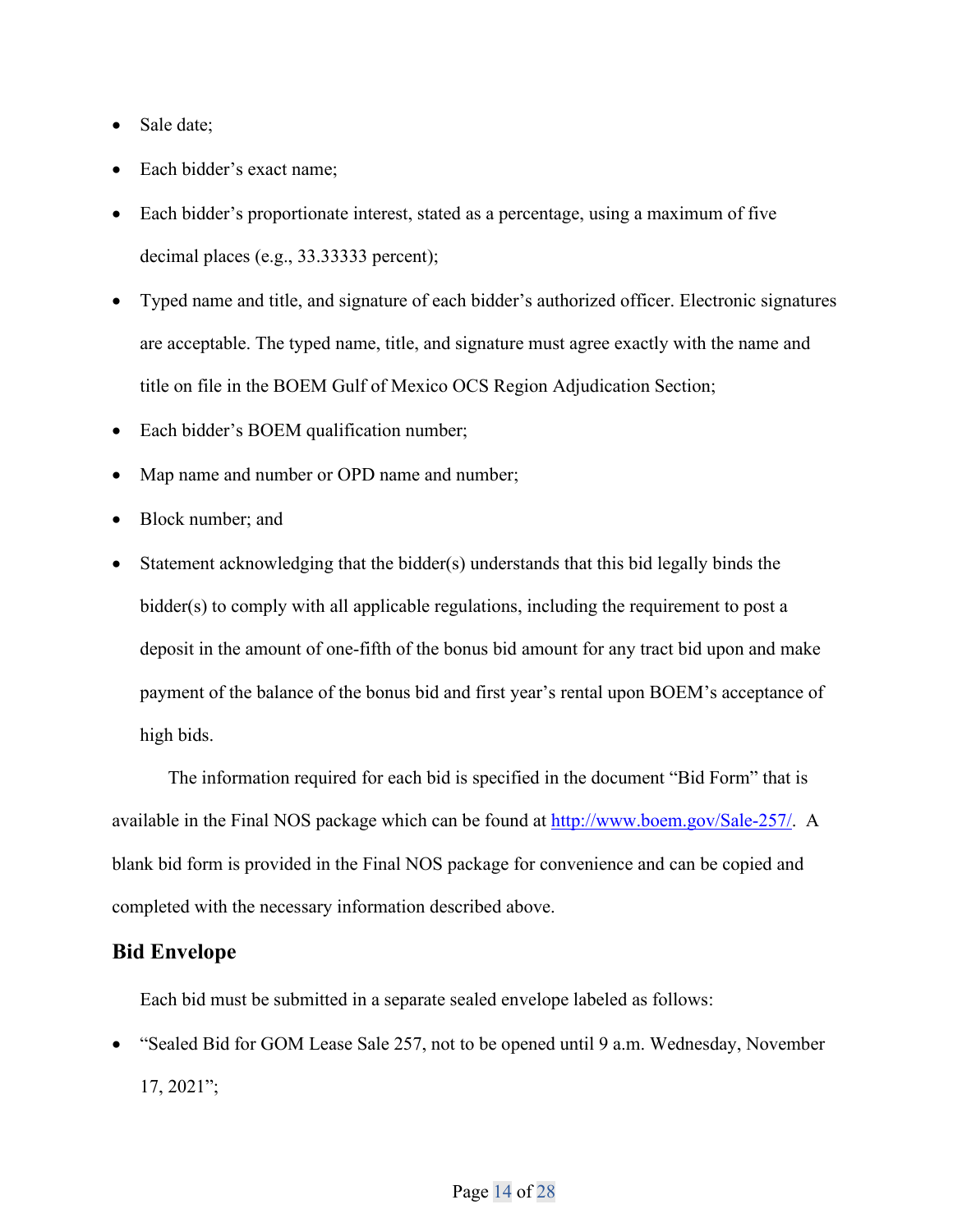- Sale date;
- Each bidder's exact name;
- Each bidder's proportionate interest, stated as a percentage, using a maximum of five decimal places (e.g., 33.33333 percent);
- Typed name and title, and signature of each bidder's authorized officer. Electronic signatures are acceptable. The typed name, title, and signature must agree exactly with the name and title on file in the BOEM Gulf of Mexico OCS Region Adjudication Section;
- Each bidder's BOEM qualification number;
- Map name and number or OPD name and number;
- Block number; and
- Statement acknowledging that the bidder(s) understands that this bid legally binds the bidder(s) to comply with all applicable regulations, including the requirement to post a deposit in the amount of one-fifth of the bonus bid amount for any tract bid upon and make payment of the balance of the bonus bid and first year's rental upon BOEM's acceptance of high bids.

The information required for each bid is specified in the document "Bid Form" that is available in the Final NOS package which can be found at http://www.boem.gov/Sale-257/. A blank bid form is provided in the Final NOS package for convenience and can be copied and completed with the necessary information described above.

## Bid Envelope

Each bid must be submitted in a separate sealed envelope labeled as follows:

- "Sealed Bid for GOM Lease Sale 257, not to be opened until 9 a.m. Wednesday, November 17, 2021";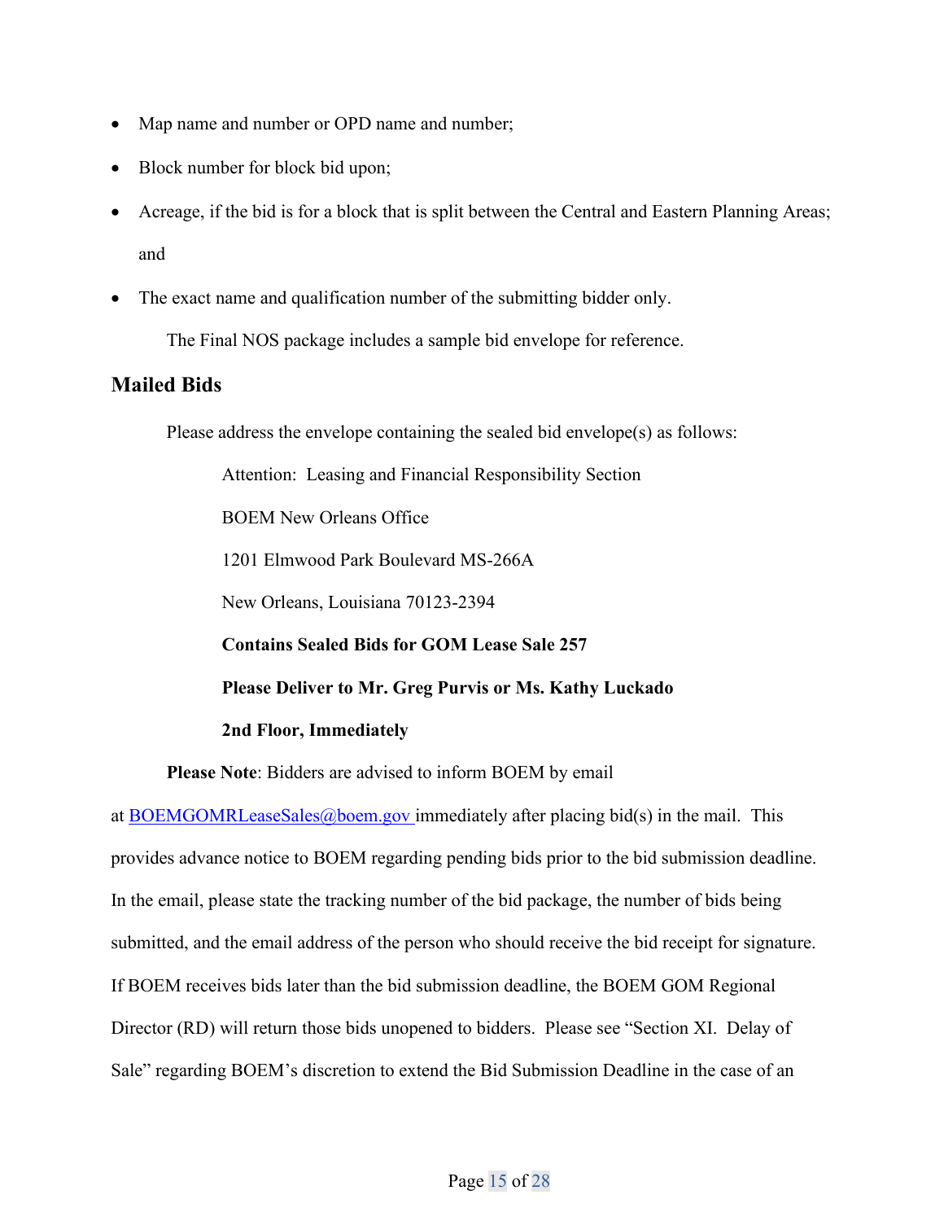- Map name and number or OPD name and number;
- Block number for block bid upon;
- Acreage, if the bid is for a block that is split between the Central and Eastern Planning Areas; and
- The exact name and qualification number of the submitting bidder only.

The Final NOS package includes a sample bid envelope for reference.

## Mailed Bids

Please address the envelope containing the sealed bid envelope(s) as follows:

> Attention: Leasing and Financial Responsibility Section
>
> BOEM New Orleans Office
>
> 1201 Elmwood Park Boulevard MS-266A
>
> New Orleans, Louisiana 70123-2394
>
> **Contains Sealed Bids for GOM Lease Sale 257**
>
> **Please Deliver to Mr. Greg Purvis or Ms. Kathy Luckado**
>
> **2nd Floor, Immediately**

**Please Note**: Bidders are advised to inform BOEM by email at BOEMGOMRLeaseSales@boem.gov immediately after placing bid(s) in the mail. This provides advance notice to BOEM regarding pending bids prior to the bid submission deadline. In the email, please state the tracking number of the bid package, the number of bids being submitted, and the email address of the person who should receive the bid receipt for signature. If BOEM receives bids later than the bid submission deadline, the BOEM GOM Regional Director (RD) will return those bids unopened to bidders. Please see "Section XI. Delay of Sale" regarding BOEM's discretion to extend the Bid Submission Deadline in the case of an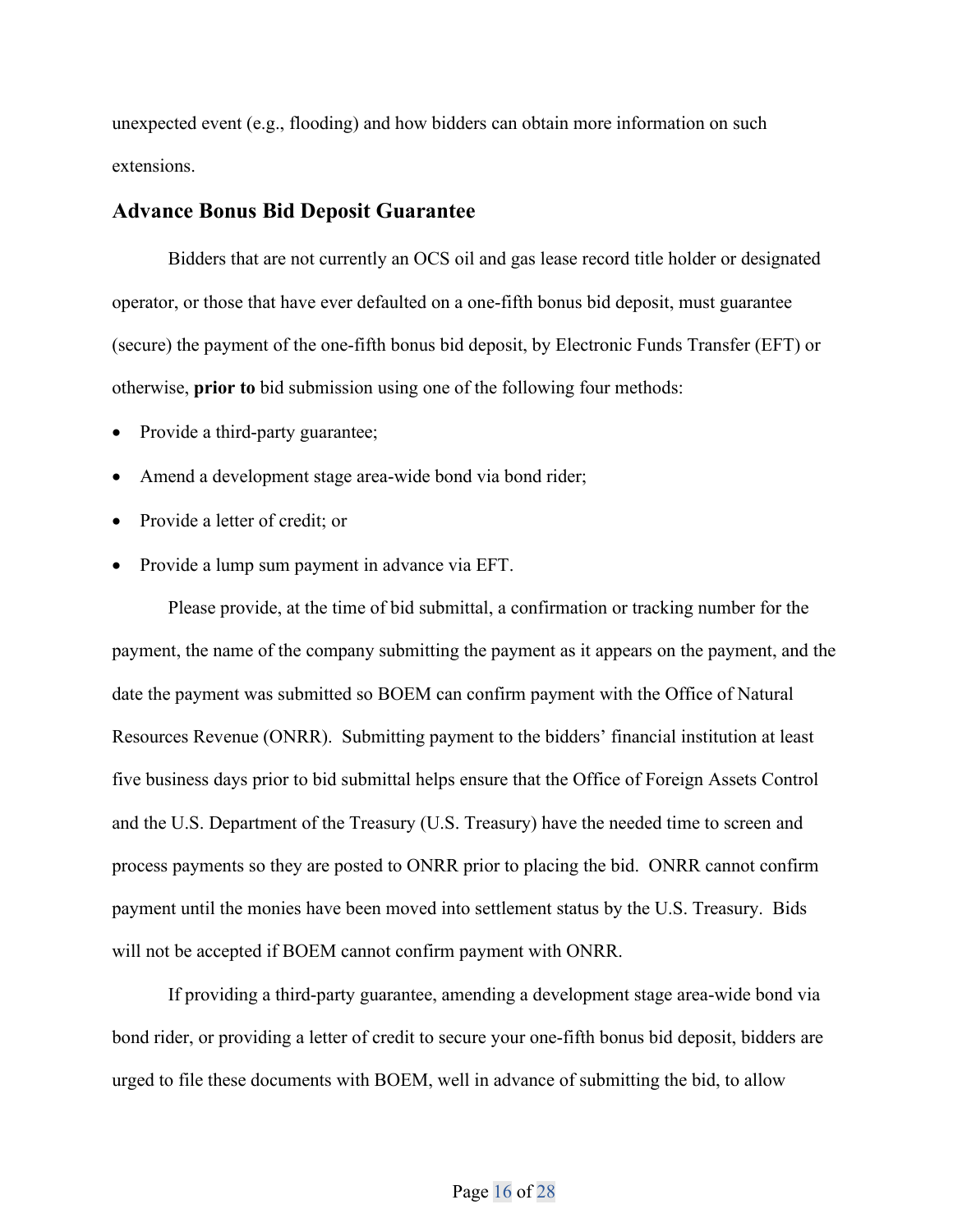unexpected event (e.g., flooding) and how bidders can obtain more information on such extensions.

## Advance Bonus Bid Deposit Guarantee

Bidders that are not currently an OCS oil and gas lease record title holder or designated operator, or those that have ever defaulted on a one-fifth bonus bid deposit, must guarantee (secure) the payment of the one-fifth bonus bid deposit, by Electronic Funds Transfer (EFT) or otherwise, **prior to** bid submission using one of the following four methods:

- Provide a third-party guarantee;
- Amend a development stage area-wide bond via bond rider;
- Provide a letter of credit; or
- Provide a lump sum payment in advance via EFT.

Please provide, at the time of bid submittal, a confirmation or tracking number for the payment, the name of the company submitting the payment as it appears on the payment, and the date the payment was submitted so BOEM can confirm payment with the Office of Natural Resources Revenue (ONRR). Submitting payment to the bidders' financial institution at least five business days prior to bid submittal helps ensure that the Office of Foreign Assets Control and the U.S. Department of the Treasury (U.S. Treasury) have the needed time to screen and process payments so they are posted to ONRR prior to placing the bid. ONRR cannot confirm payment until the monies have been moved into settlement status by the U.S. Treasury. Bids will not be accepted if BOEM cannot confirm payment with ONRR.

If providing a third-party guarantee, amending a development stage area-wide bond via bond rider, or providing a letter of credit to secure your one-fifth bonus bid deposit, bidders are urged to file these documents with BOEM, well in advance of submitting the bid, to allow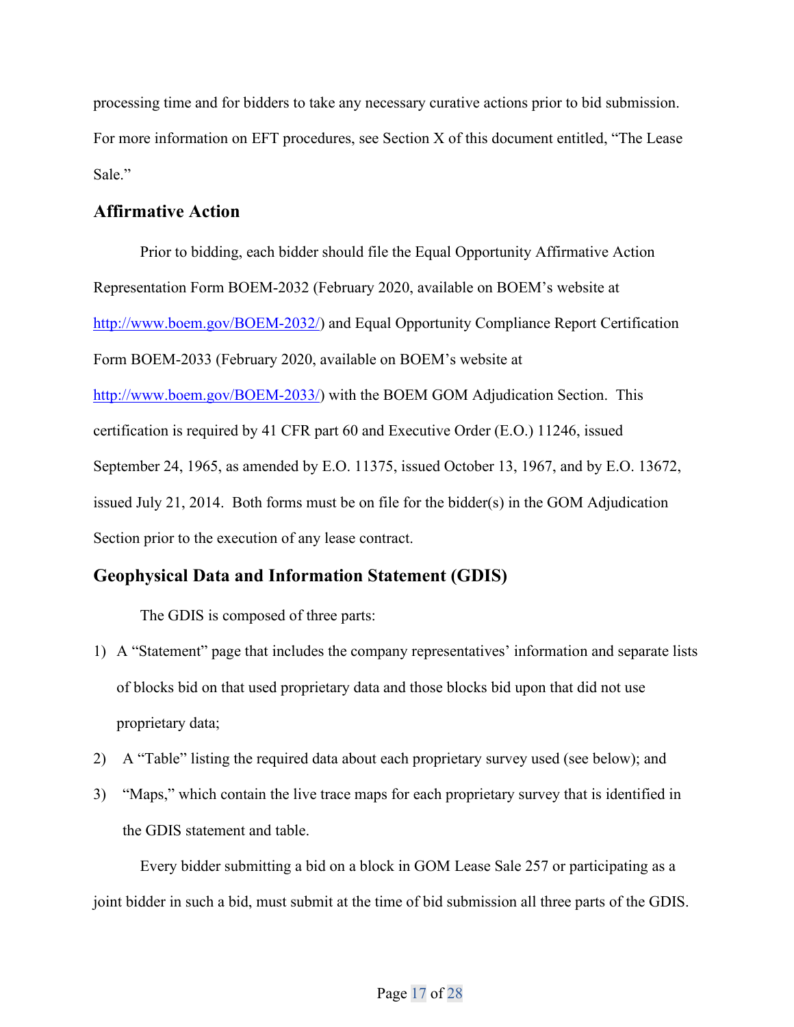processing time and for bidders to take any necessary curative actions prior to bid submission. For more information on EFT procedures, see Section X of this document entitled, "The Lease Sale."

## Affirmative Action

Prior to bidding, each bidder should file the Equal Opportunity Affirmative Action Representation Form BOEM-2032 (February 2020, available on BOEM's website at http://www.boem.gov/BOEM-2032/) and Equal Opportunity Compliance Report Certification Form BOEM-2033 (February 2020, available on BOEM's website at http://www.boem.gov/BOEM-2033/) with the BOEM GOM Adjudication Section. This certification is required by 41 CFR part 60 and Executive Order (E.O.) 11246, issued September 24, 1965, as amended by E.O. 11375, issued October 13, 1967, and by E.O. 13672, issued July 21, 2014. Both forms must be on file for the bidder(s) in the GOM Adjudication Section prior to the execution of any lease contract.

## Geophysical Data and Information Statement (GDIS)

The GDIS is composed of three parts:

1) A "Statement" page that includes the company representatives' information and separate lists of blocks bid on that used proprietary data and those blocks bid upon that did not use proprietary data;
2) A "Table" listing the required data about each proprietary survey used (see below); and
3) "Maps," which contain the live trace maps for each proprietary survey that is identified in the GDIS statement and table.

Every bidder submitting a bid on a block in GOM Lease Sale 257 or participating as a joint bidder in such a bid, must submit at the time of bid submission all three parts of the GDIS.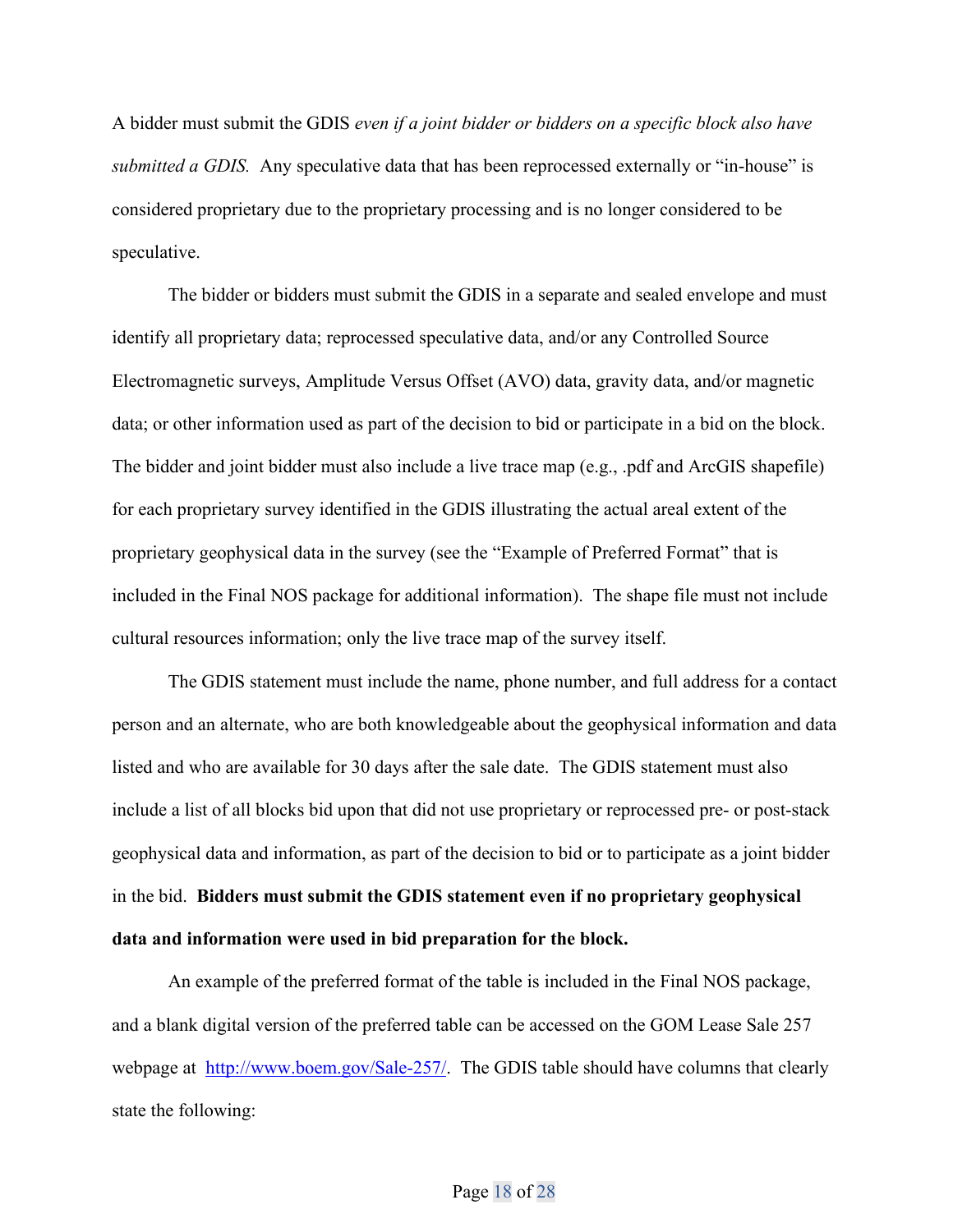A bidder must submit the GDIS *even if a joint bidder or bidders on a specific block also have submitted a GDIS.* Any speculative data that has been reprocessed externally or "in-house" is considered proprietary due to the proprietary processing and is no longer considered to be speculative.

The bidder or bidders must submit the GDIS in a separate and sealed envelope and must identify all proprietary data; reprocessed speculative data, and/or any Controlled Source Electromagnetic surveys, Amplitude Versus Offset (AVO) data, gravity data, and/or magnetic data; or other information used as part of the decision to bid or participate in a bid on the block. The bidder and joint bidder must also include a live trace map (e.g., .pdf and ArcGIS shapefile) for each proprietary survey identified in the GDIS illustrating the actual areal extent of the proprietary geophysical data in the survey (see the "Example of Preferred Format" that is included in the Final NOS package for additional information). The shape file must not include cultural resources information; only the live trace map of the survey itself.

The GDIS statement must include the name, phone number, and full address for a contact person and an alternate, who are both knowledgeable about the geophysical information and data listed and who are available for 30 days after the sale date. The GDIS statement must also include a list of all blocks bid upon that did not use proprietary or reprocessed pre- or post-stack geophysical data and information, as part of the decision to bid or to participate as a joint bidder in the bid. **Bidders must submit the GDIS statement even if no proprietary geophysical data and information were used in bid preparation for the block.**

An example of the preferred format of the table is included in the Final NOS package, and a blank digital version of the preferred table can be accessed on the GOM Lease Sale 257 webpage at [http://www.boem.gov/Sale-257/](http://www.boem.gov/Sale-257/). The GDIS table should have columns that clearly state the following: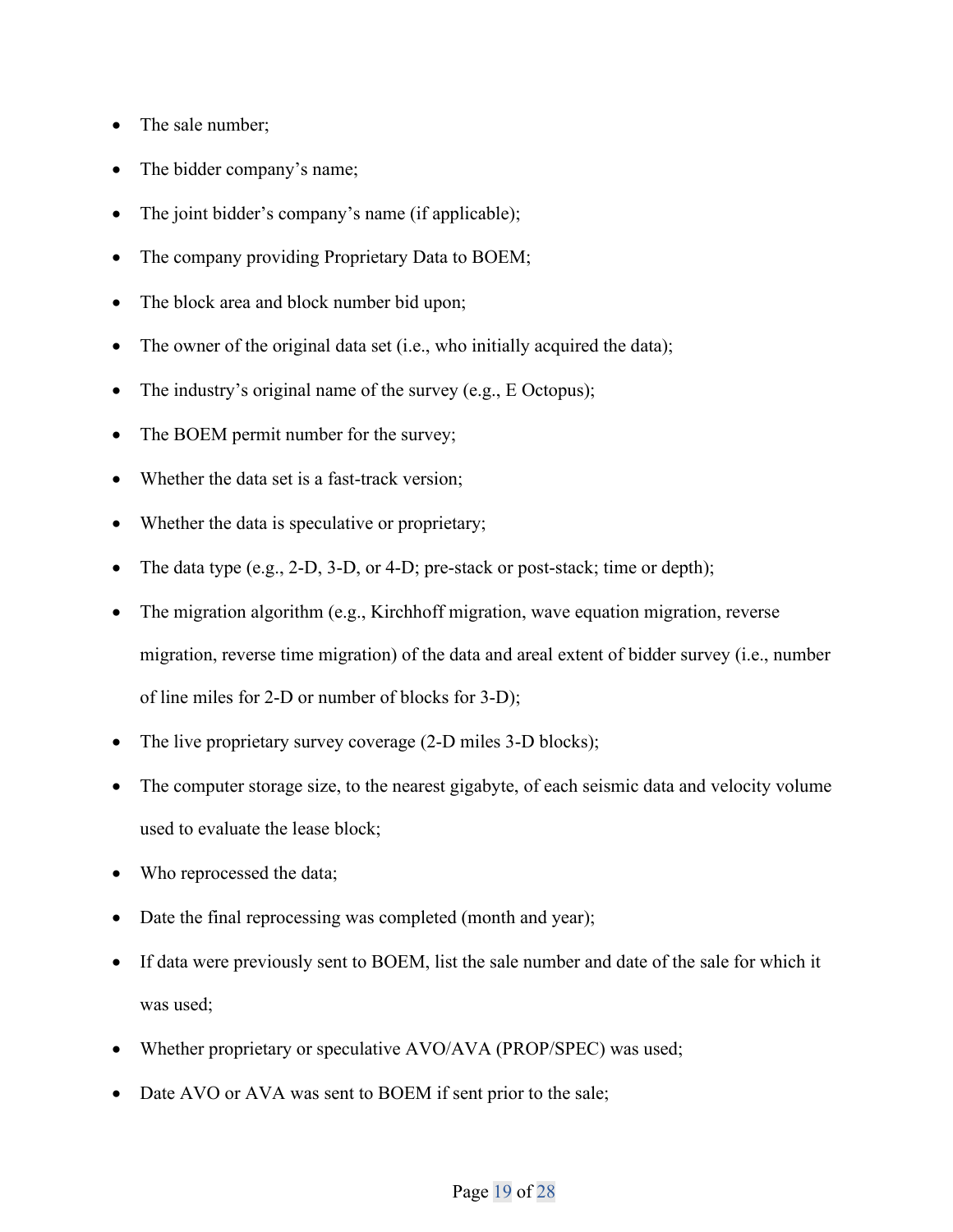- The sale number;
- The bidder company's name;
- The joint bidder's company's name (if applicable);
- The company providing Proprietary Data to BOEM;
- The block area and block number bid upon;
- The owner of the original data set (i.e., who initially acquired the data);
- The industry's original name of the survey (e.g., E Octopus);
- The BOEM permit number for the survey;
- Whether the data set is a fast-track version;
- Whether the data is speculative or proprietary;
- The data type (e.g., 2-D, 3-D, or 4-D; pre-stack or post-stack; time or depth);
- The migration algorithm (e.g., Kirchhoff migration, wave equation migration, reverse migration, reverse time migration) of the data and areal extent of bidder survey (i.e., number of line miles for 2-D or number of blocks for 3-D);
- The live proprietary survey coverage (2-D miles 3-D blocks);
- The computer storage size, to the nearest gigabyte, of each seismic data and velocity volume used to evaluate the lease block;
- Who reprocessed the data;
- Date the final reprocessing was completed (month and year);
- If data were previously sent to BOEM, list the sale number and date of the sale for which it was used;
- Whether proprietary or speculative AVO/AVA (PROP/SPEC) was used;
- Date AVO or AVA was sent to BOEM if sent prior to the sale;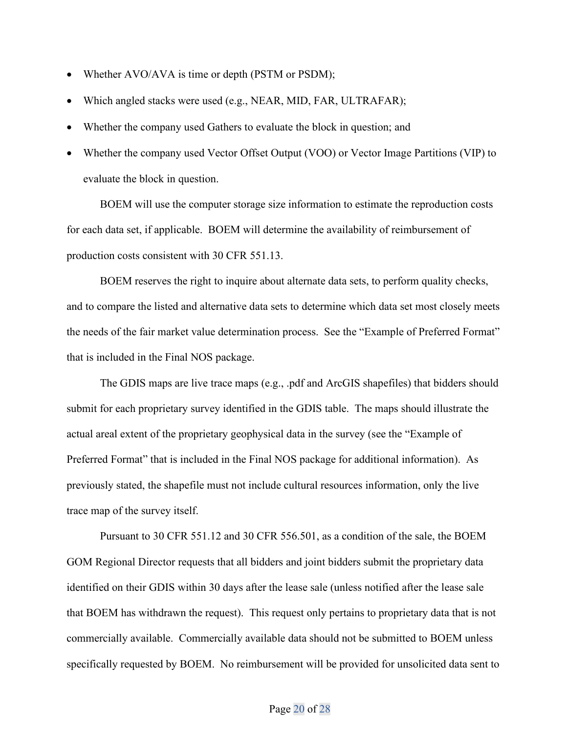- Whether AVO/AVA is time or depth (PSTM or PSDM);
- Which angled stacks were used (e.g., NEAR, MID, FAR, ULTRAFAR);
- Whether the company used Gathers to evaluate the block in question; and
- Whether the company used Vector Offset Output (VOO) or Vector Image Partitions (VIP) to evaluate the block in question.

BOEM will use the computer storage size information to estimate the reproduction costs for each data set, if applicable. BOEM will determine the availability of reimbursement of production costs consistent with 30 CFR 551.13.

BOEM reserves the right to inquire about alternate data sets, to perform quality checks, and to compare the listed and alternative data sets to determine which data set most closely meets the needs of the fair market value determination process. See the "Example of Preferred Format" that is included in the Final NOS package.

The GDIS maps are live trace maps (e.g., .pdf and ArcGIS shapefiles) that bidders should submit for each proprietary survey identified in the GDIS table. The maps should illustrate the actual areal extent of the proprietary geophysical data in the survey (see the "Example of Preferred Format" that is included in the Final NOS package for additional information). As previously stated, the shapefile must not include cultural resources information, only the live trace map of the survey itself.

Pursuant to 30 CFR 551.12 and 30 CFR 556.501, as a condition of the sale, the BOEM GOM Regional Director requests that all bidders and joint bidders submit the proprietary data identified on their GDIS within 30 days after the lease sale (unless notified after the lease sale that BOEM has withdrawn the request). This request only pertains to proprietary data that is not commercially available. Commercially available data should not be submitted to BOEM unless specifically requested by BOEM. No reimbursement will be provided for unsolicited data sent to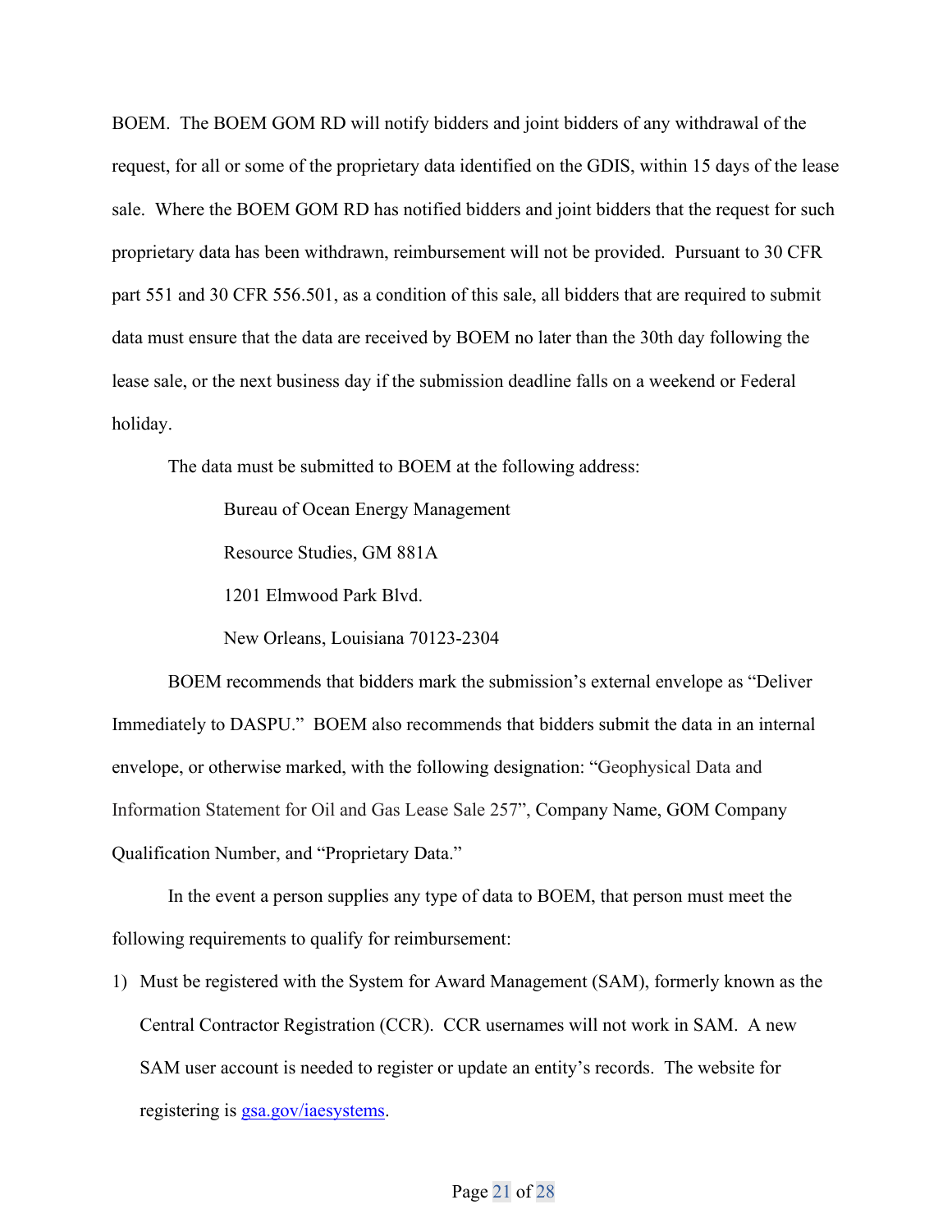BOEM. The BOEM GOM RD will notify bidders and joint bidders of any withdrawal of the request, for all or some of the proprietary data identified on the GDIS, within 15 days of the lease sale. Where the BOEM GOM RD has notified bidders and joint bidders that the request for such proprietary data has been withdrawn, reimbursement will not be provided. Pursuant to 30 CFR part 551 and 30 CFR 556.501, as a condition of this sale, all bidders that are required to submit data must ensure that the data are received by BOEM no later than the 30th day following the lease sale, or the next business day if the submission deadline falls on a weekend or Federal holiday.

The data must be submitted to BOEM at the following address:

Bureau of Ocean Energy Management  
Resource Studies, GM 881A  
1201 Elmwood Park Blvd.  
New Orleans, Louisiana 70123-2304

BOEM recommends that bidders mark the submission's external envelope as "Deliver Immediately to DASPU." BOEM also recommends that bidders submit the data in an internal envelope, or otherwise marked, with the following designation: "Geophysical Data and Information Statement for Oil and Gas Lease Sale 257", Company Name, GOM Company Qualification Number, and "Proprietary Data."

In the event a person supplies any type of data to BOEM, that person must meet the following requirements to qualify for reimbursement:

1) Must be registered with the System for Award Management (SAM), formerly known as the Central Contractor Registration (CCR). CCR usernames will not work in SAM. A new SAM user account is needed to register or update an entity's records. The website for registering is [gsa.gov/iaesystems](gsa.gov/iaesystems).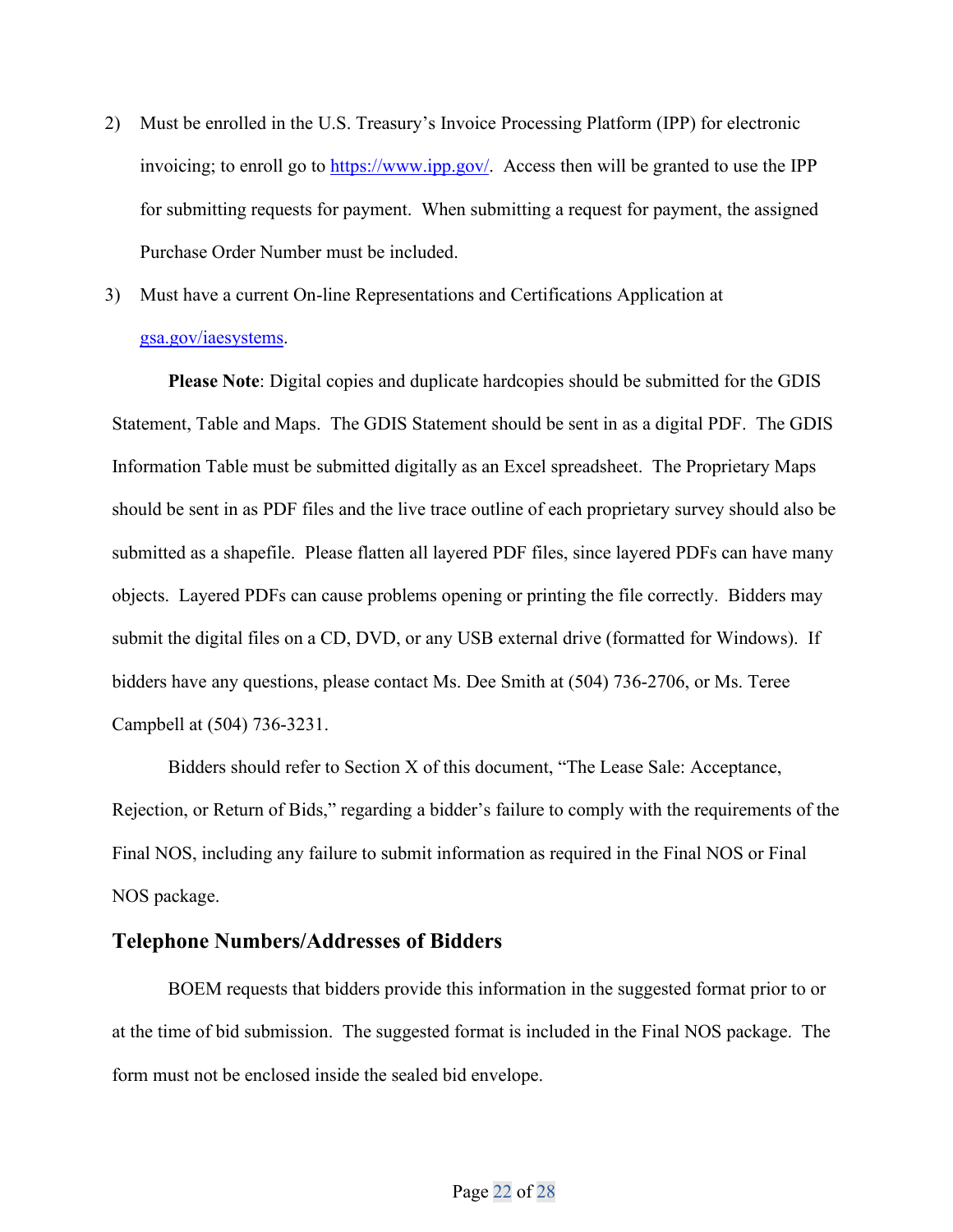2) Must be enrolled in the U.S. Treasury's Invoice Processing Platform (IPP) for electronic invoicing; to enroll go to https://www.ipp.gov/. Access then will be granted to use the IPP for submitting requests for payment. When submitting a request for payment, the assigned Purchase Order Number must be included.

3) Must have a current On-line Representations and Certifications Application at gsa.gov/iaesystems.

**Please Note**: Digital copies and duplicate hardcopies should be submitted for the GDIS Statement, Table and Maps. The GDIS Statement should be sent in as a digital PDF. The GDIS Information Table must be submitted digitally as an Excel spreadsheet. The Proprietary Maps should be sent in as PDF files and the live trace outline of each proprietary survey should also be submitted as a shapefile. Please flatten all layered PDF files, since layered PDFs can have many objects. Layered PDFs can cause problems opening or printing the file correctly. Bidders may submit the digital files on a CD, DVD, or any USB external drive (formatted for Windows). If bidders have any questions, please contact Ms. Dee Smith at (504) 736-2706, or Ms. Teree Campbell at (504) 736-3231.

Bidders should refer to Section X of this document, "The Lease Sale: Acceptance, Rejection, or Return of Bids," regarding a bidder's failure to comply with the requirements of the Final NOS, including any failure to submit information as required in the Final NOS or Final NOS package.

## Telephone Numbers/Addresses of Bidders

BOEM requests that bidders provide this information in the suggested format prior to or at the time of bid submission. The suggested format is included in the Final NOS package. The form must not be enclosed inside the sealed bid envelope.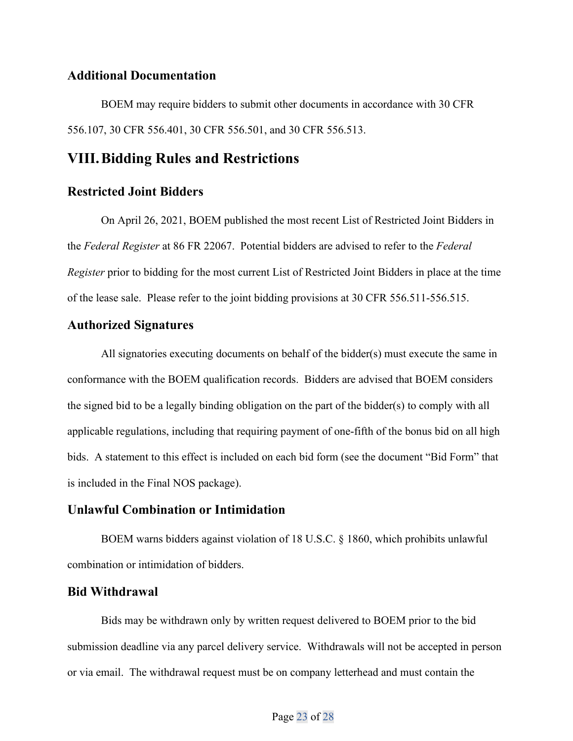### Additional Documentation

BOEM may require bidders to submit other documents in accordance with 30 CFR 556.107, 30 CFR 556.401, 30 CFR 556.501, and 30 CFR 556.513.

## VIII. Bidding Rules and Restrictions

### Restricted Joint Bidders

On April 26, 2021, BOEM published the most recent List of Restricted Joint Bidders in the *Federal Register* at 86 FR 22067. Potential bidders are advised to refer to the *Federal Register* prior to bidding for the most current List of Restricted Joint Bidders in place at the time of the lease sale. Please refer to the joint bidding provisions at 30 CFR 556.511-556.515.

### Authorized Signatures

All signatories executing documents on behalf of the bidder(s) must execute the same in conformance with the BOEM qualification records. Bidders are advised that BOEM considers the signed bid to be a legally binding obligation on the part of the bidder(s) to comply with all applicable regulations, including that requiring payment of one-fifth of the bonus bid on all high bids. A statement to this effect is included on each bid form (see the document "Bid Form" that is included in the Final NOS package).

### Unlawful Combination or Intimidation

BOEM warns bidders against violation of 18 U.S.C. § 1860, which prohibits unlawful combination or intimidation of bidders.

### Bid Withdrawal

Bids may be withdrawn only by written request delivered to BOEM prior to the bid submission deadline via any parcel delivery service. Withdrawals will not be accepted in person or via email. The withdrawal request must be on company letterhead and must contain the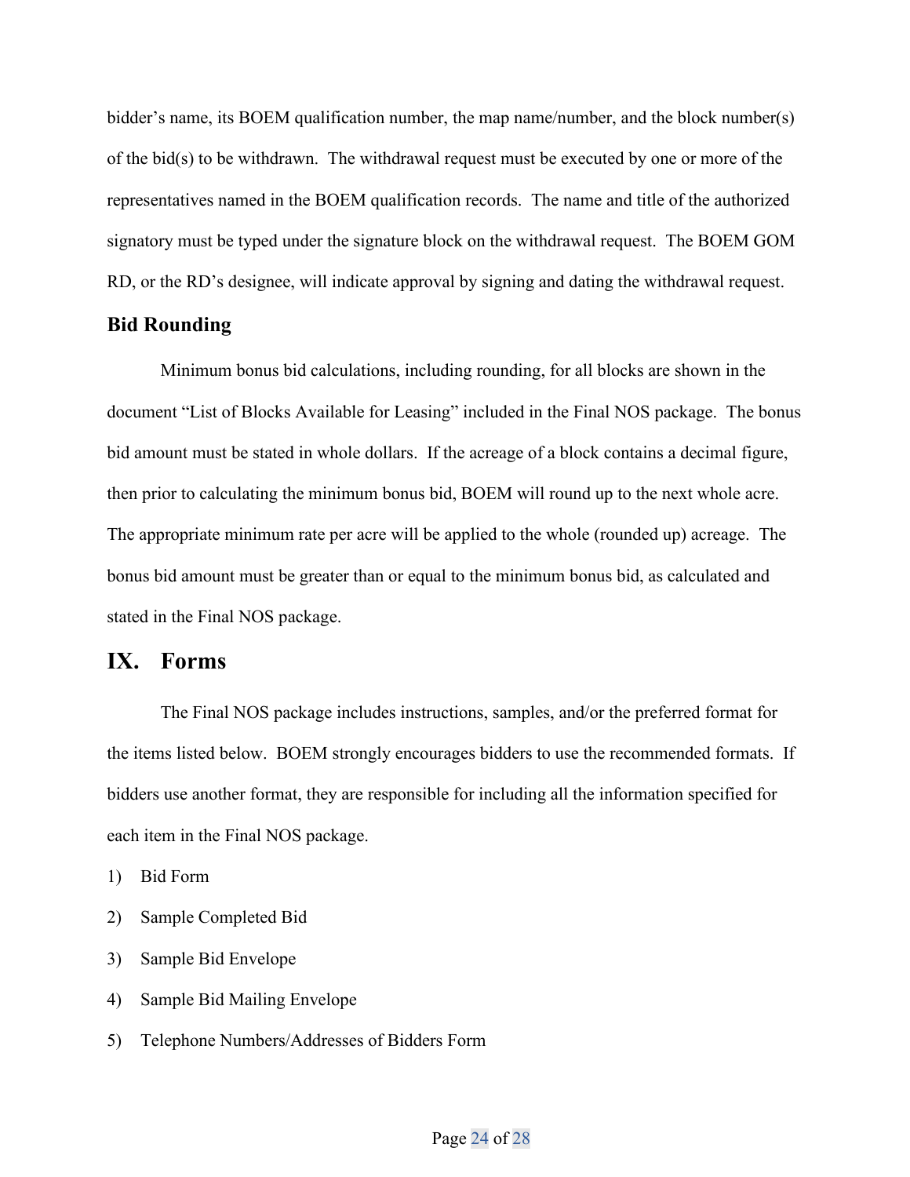bidder's name, its BOEM qualification number, the map name/number, and the block number(s) of the bid(s) to be withdrawn. The withdrawal request must be executed by one or more of the representatives named in the BOEM qualification records. The name and title of the authorized signatory must be typed under the signature block on the withdrawal request. The BOEM GOM RD, or the RD's designee, will indicate approval by signing and dating the withdrawal request.

### Bid Rounding

Minimum bonus bid calculations, including rounding, for all blocks are shown in the document "List of Blocks Available for Leasing" included in the Final NOS package. The bonus bid amount must be stated in whole dollars. If the acreage of a block contains a decimal figure, then prior to calculating the minimum bonus bid, BOEM will round up to the next whole acre. The appropriate minimum rate per acre will be applied to the whole (rounded up) acreage. The bonus bid amount must be greater than or equal to the minimum bonus bid, as calculated and stated in the Final NOS package.

## IX. Forms

The Final NOS package includes instructions, samples, and/or the preferred format for the items listed below. BOEM strongly encourages bidders to use the recommended formats. If bidders use another format, they are responsible for including all the information specified for each item in the Final NOS package.

1) Bid Form
2) Sample Completed Bid
3) Sample Bid Envelope
4) Sample Bid Mailing Envelope
5) Telephone Numbers/Addresses of Bidders Form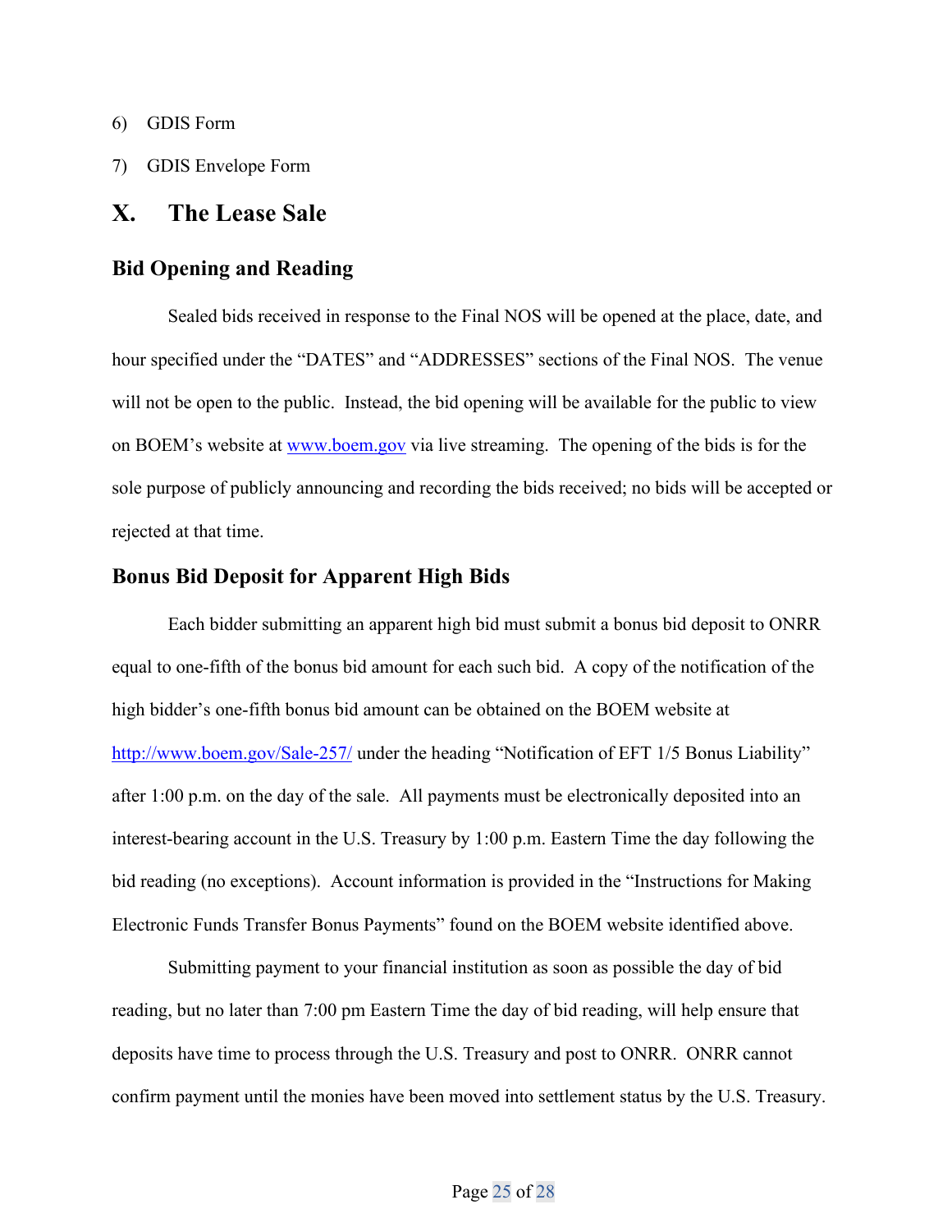6) GDIS Form

7) GDIS Envelope Form

# X. The Lease Sale

## Bid Opening and Reading

Sealed bids received in response to the Final NOS will be opened at the place, date, and hour specified under the "DATES" and "ADDRESSES" sections of the Final NOS. The venue will not be open to the public. Instead, the bid opening will be available for the public to view on BOEM's website at www.boem.gov via live streaming. The opening of the bids is for the sole purpose of publicly announcing and recording the bids received; no bids will be accepted or rejected at that time.

## Bonus Bid Deposit for Apparent High Bids

Each bidder submitting an apparent high bid must submit a bonus bid deposit to ONRR equal to one-fifth of the bonus bid amount for each such bid. A copy of the notification of the high bidder's one-fifth bonus bid amount can be obtained on the BOEM website at http://www.boem.gov/Sale-257/ under the heading "Notification of EFT 1/5 Bonus Liability" after 1:00 p.m. on the day of the sale. All payments must be electronically deposited into an interest-bearing account in the U.S. Treasury by 1:00 p.m. Eastern Time the day following the bid reading (no exceptions). Account information is provided in the "Instructions for Making Electronic Funds Transfer Bonus Payments" found on the BOEM website identified above.

Submitting payment to your financial institution as soon as possible the day of bid reading, but no later than 7:00 pm Eastern Time the day of bid reading, will help ensure that deposits have time to process through the U.S. Treasury and post to ONRR. ONRR cannot confirm payment until the monies have been moved into settlement status by the U.S. Treasury.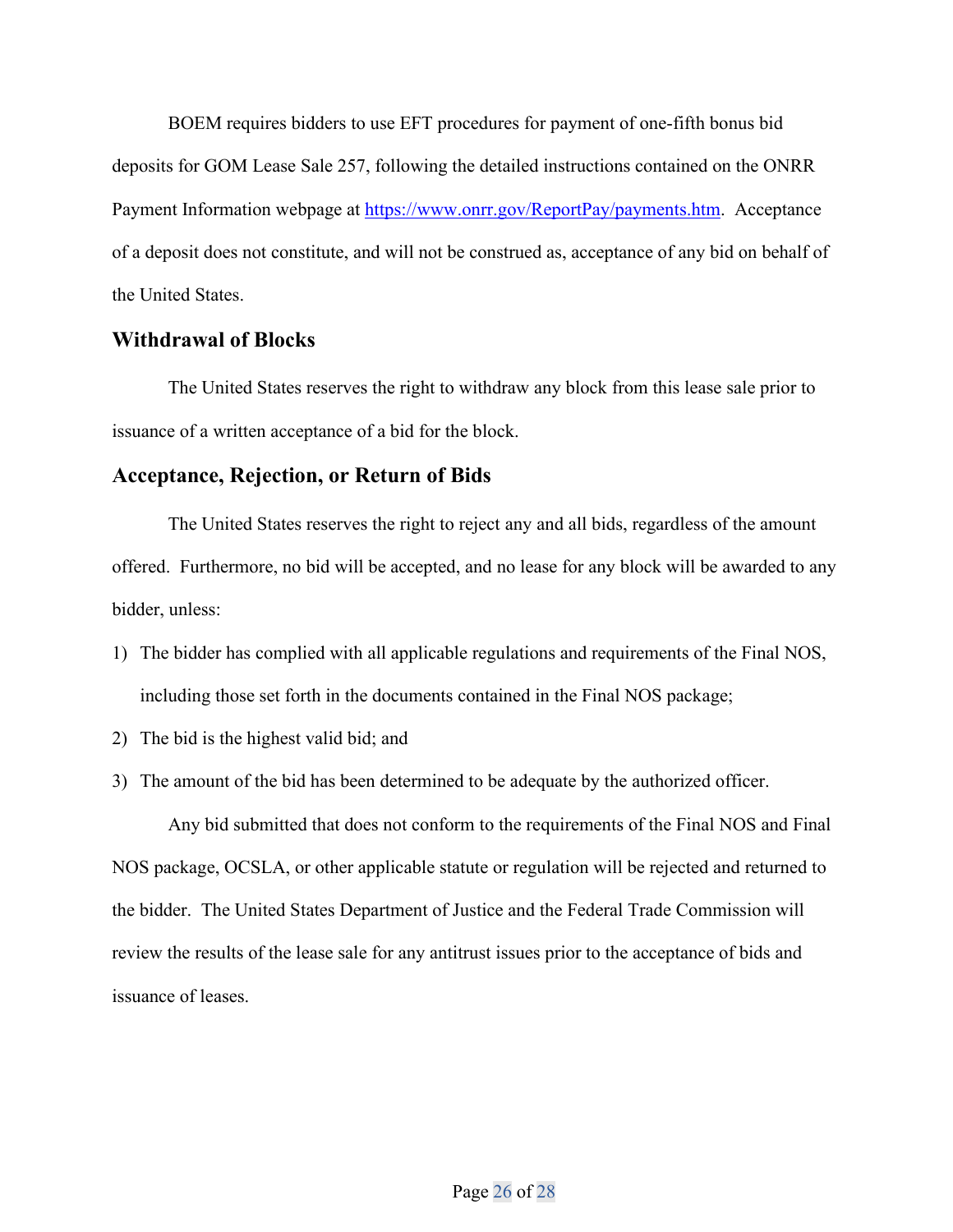BOEM requires bidders to use EFT procedures for payment of one-fifth bonus bid deposits for GOM Lease Sale 257, following the detailed instructions contained on the ONRR Payment Information webpage at https://www.onrr.gov/ReportPay/payments.htm. Acceptance of a deposit does not constitute, and will not be construed as, acceptance of any bid on behalf of the United States.

## Withdrawal of Blocks

The United States reserves the right to withdraw any block from this lease sale prior to issuance of a written acceptance of a bid for the block.

## Acceptance, Rejection, or Return of Bids

The United States reserves the right to reject any and all bids, regardless of the amount offered. Furthermore, no bid will be accepted, and no lease for any block will be awarded to any bidder, unless:

1) The bidder has complied with all applicable regulations and requirements of the Final NOS, including those set forth in the documents contained in the Final NOS package;
2) The bid is the highest valid bid; and
3) The amount of the bid has been determined to be adequate by the authorized officer.

Any bid submitted that does not conform to the requirements of the Final NOS and Final NOS package, OCSLA, or other applicable statute or regulation will be rejected and returned to the bidder. The United States Department of Justice and the Federal Trade Commission will review the results of the lease sale for any antitrust issues prior to the acceptance of bids and issuance of leases.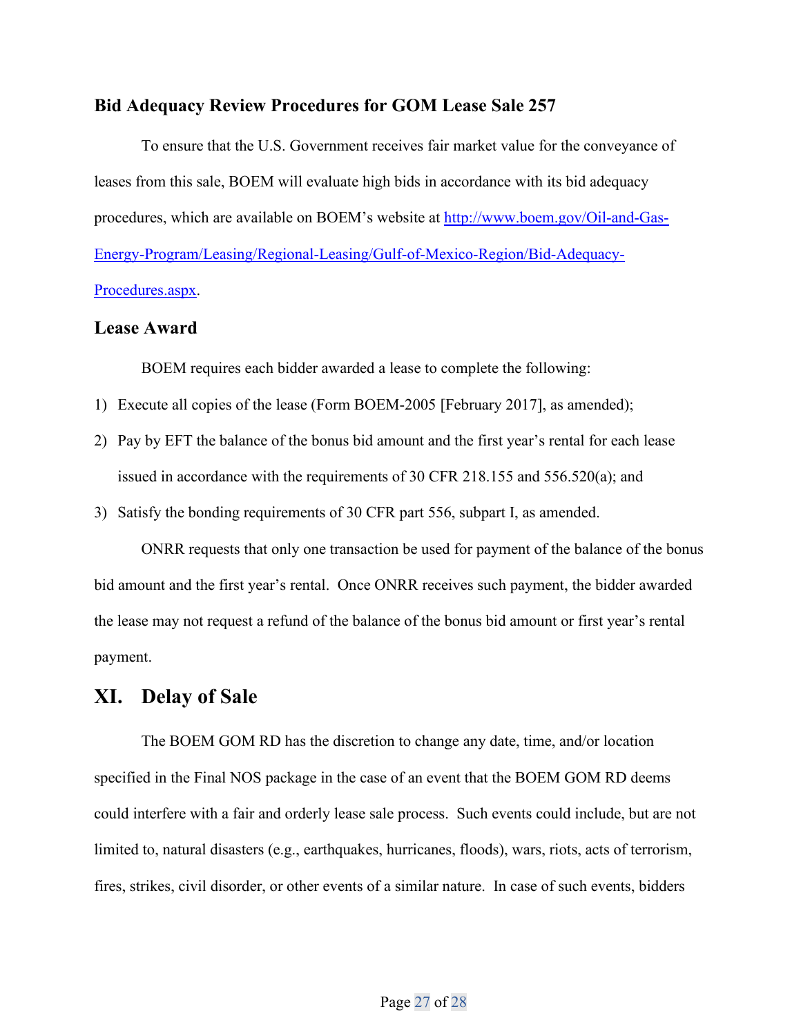### Bid Adequacy Review Procedures for GOM Lease Sale 257

To ensure that the U.S. Government receives fair market value for the conveyance of leases from this sale, BOEM will evaluate high bids in accordance with its bid adequacy procedures, which are available on BOEM's website at [http://www.boem.gov/Oil-and-Gas-Energy-Program/Leasing/Regional-Leasing/Gulf-of-Mexico-Region/Bid-Adequacy-Procedures.aspx](http://www.boem.gov/Oil-and-Gas-Energy-Program/Leasing/Regional-Leasing/Gulf-of-Mexico-Region/Bid-Adequacy-Procedures.aspx).

### Lease Award

BOEM requires each bidder awarded a lease to complete the following:

1) Execute all copies of the lease (Form BOEM-2005 [February 2017], as amended);
2) Pay by EFT the balance of the bonus bid amount and the first year's rental for each lease issued in accordance with the requirements of 30 CFR 218.155 and 556.520(a); and
3) Satisfy the bonding requirements of 30 CFR part 556, subpart I, as amended.

ONRR requests that only one transaction be used for payment of the balance of the bonus bid amount and the first year's rental. Once ONRR receives such payment, the bidder awarded the lease may not request a refund of the balance of the bonus bid amount or first year's rental payment.

## XI. Delay of Sale

The BOEM GOM RD has the discretion to change any date, time, and/or location specified in the Final NOS package in the case of an event that the BOEM GOM RD deems could interfere with a fair and orderly lease sale process. Such events could include, but are not limited to, natural disasters (e.g., earthquakes, hurricanes, floods), wars, riots, acts of terrorism, fires, strikes, civil disorder, or other events of a similar nature. In case of such events, bidders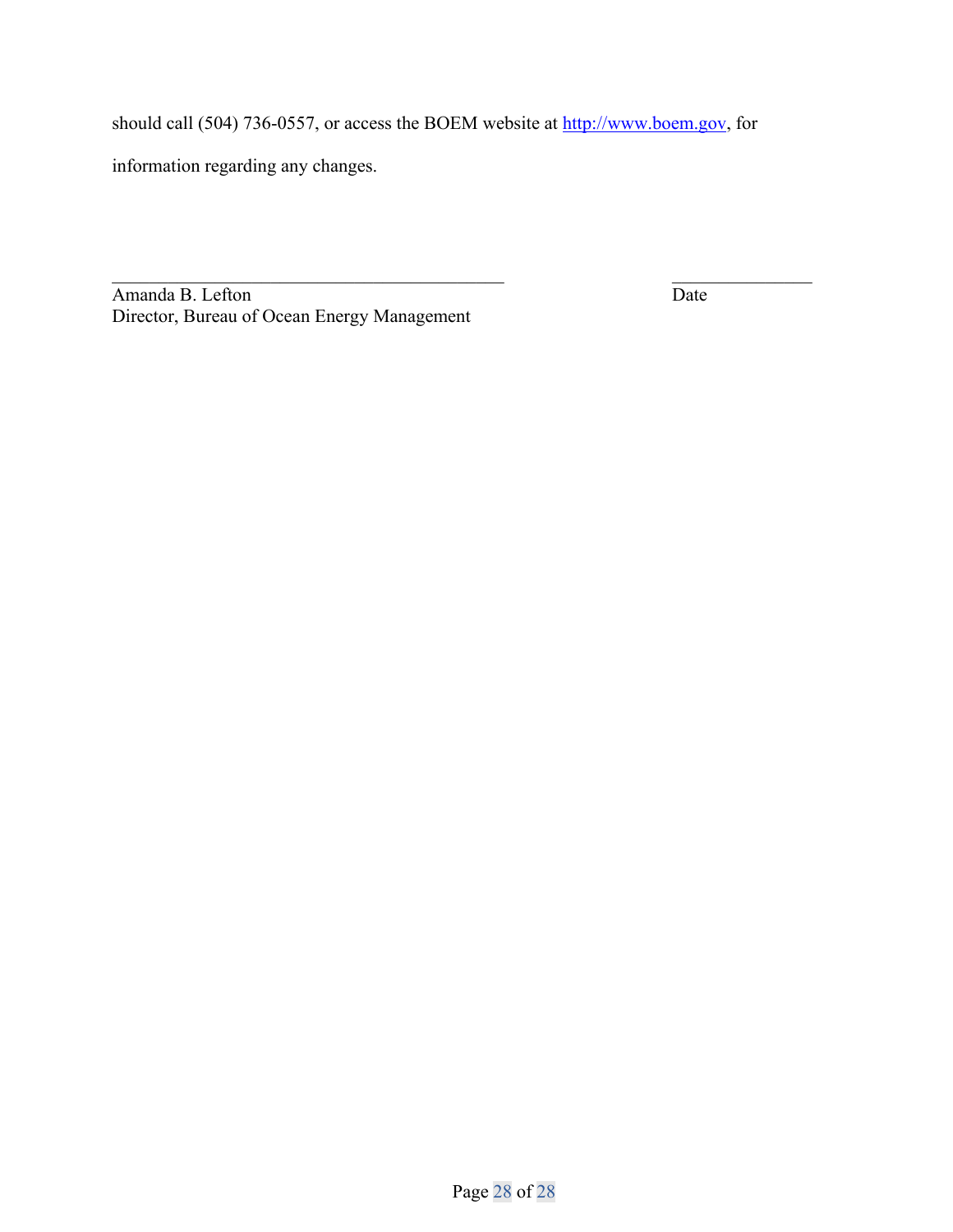should call (504) 736-0557, or access the BOEM website at http://www.boem.gov, for information regarding any changes.

\_\_\_\_\_\_\_\_\_\_\_\_\_\_\_\_\_\_\_\_\_\_\_\_\_\_\_\_\_\_\_\_\_\_\_\_\_\_\_\_ \_\_\_\_\_\_\_\_\_\_\_\_\_\_\_

Amanda B. Lefton Date

Director, Bureau of Ocean Energy Management